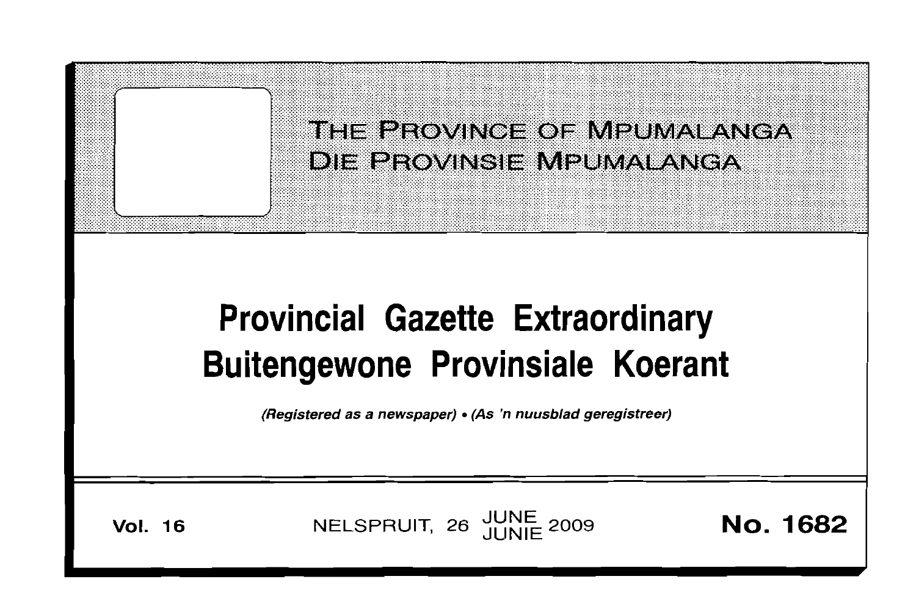# THE PROVINCE OF MPUMALANGA
# DIE PROVINSIE MPUMALANGA

# Provincial Gazette Extraordinary
# Buitengewone Provinsiale Koerant

*(Registered as a newspaper) • (As 'n nuusblad geregistreer)*

**Vol. 16** NELSPRUIT, 26 JUNE JUNIE 2009 **No. 1682**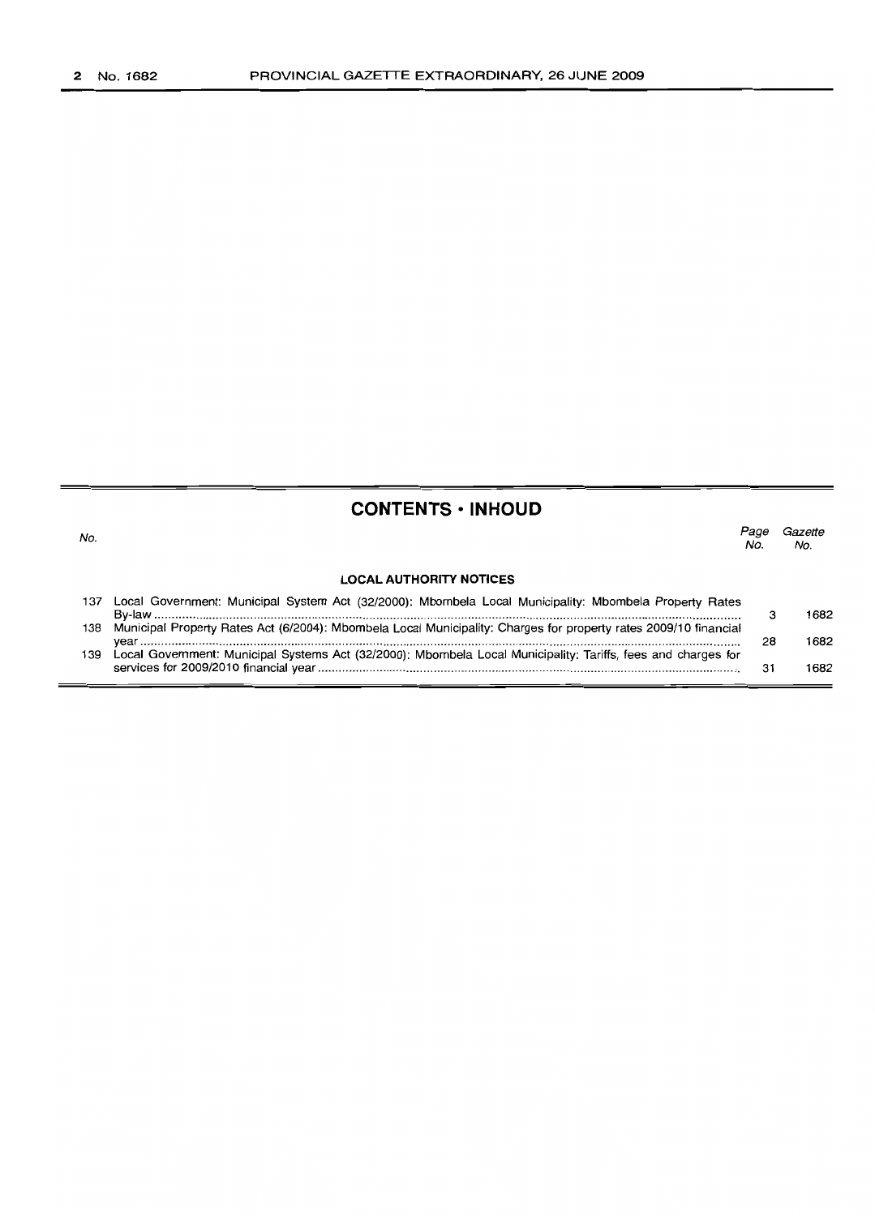## CONTENTS • INHOUD

| No. | | Page No. | Gazette No. |
|---|---|---|---|
| | **LOCAL AUTHORITY NOTICES** | | |
| 137 | Local Government: Municipal System Act (32/2000): Mbombela Local Municipality: Mbombela Property Rates By-law | 3 | 1682 |
| 138 | Municipal Property Rates Act (6/2004): Mbombela Local Municipality: Charges for property rates 2009/10 financial year | 28 | 1682 |
| 139 | Local Government: Municipal Systems Act (32/2000): Mbombela Local Municipality: Tariffs, fees and charges for services for 2009/2010 financial year | 31 | 1682 |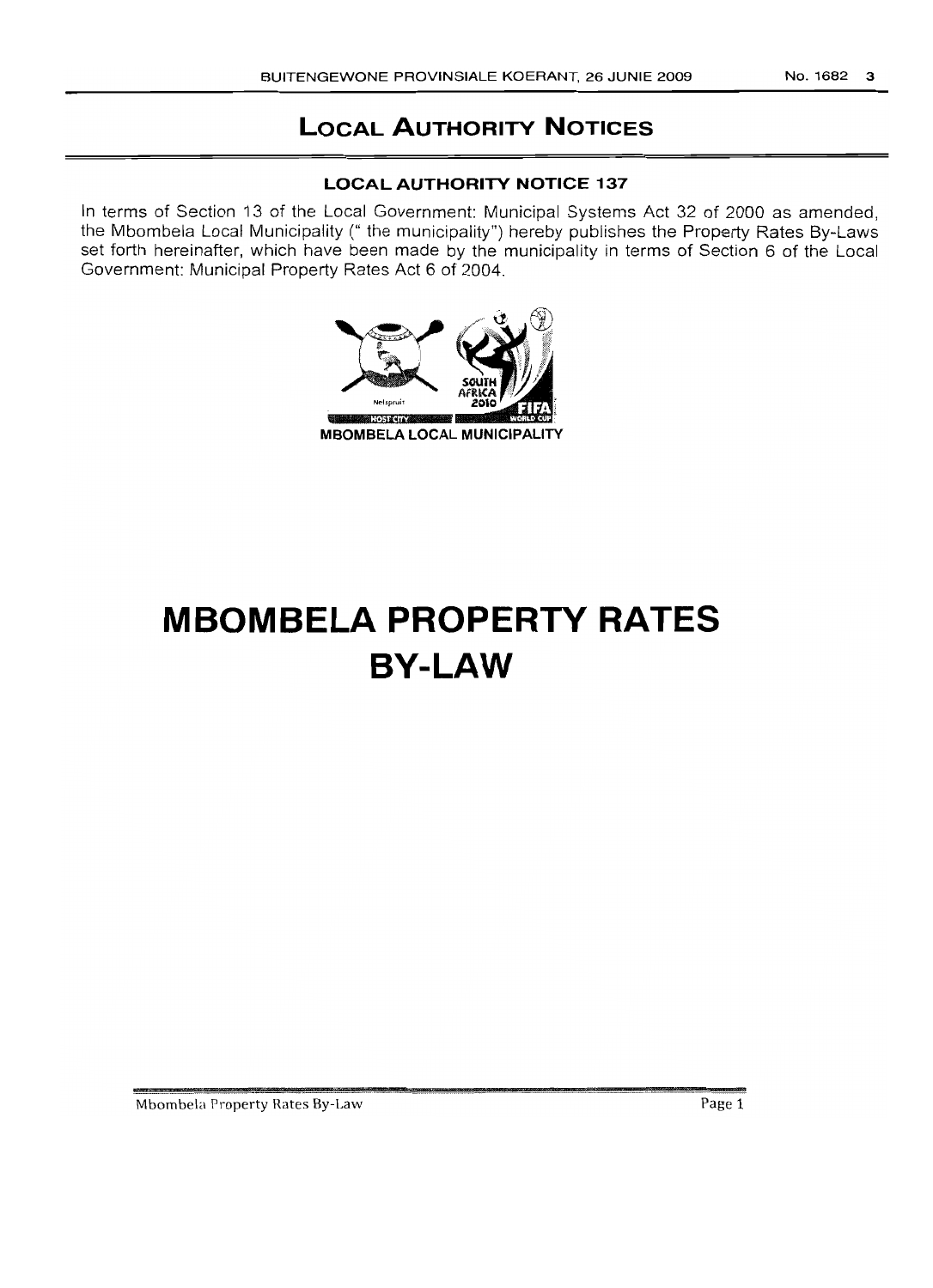# LOCAL AUTHORITY NOTICES

## LOCAL AUTHORITY NOTICE 137

In terms of Section 13 of the Local Government: Municipal Systems Act 32 of 2000 as amended, the Mbombela Local Municipality (" the municipality") hereby publishes the Property Rates By-Laws set forth hereinafter, which have been made by the municipality in terms of Section 6 of the Local Government: Municipal Property Rates Act 6 of 2004.

MBOMBELA LOCAL MUNICIPALITY

# MBOMBELA PROPERTY RATES BY-LAW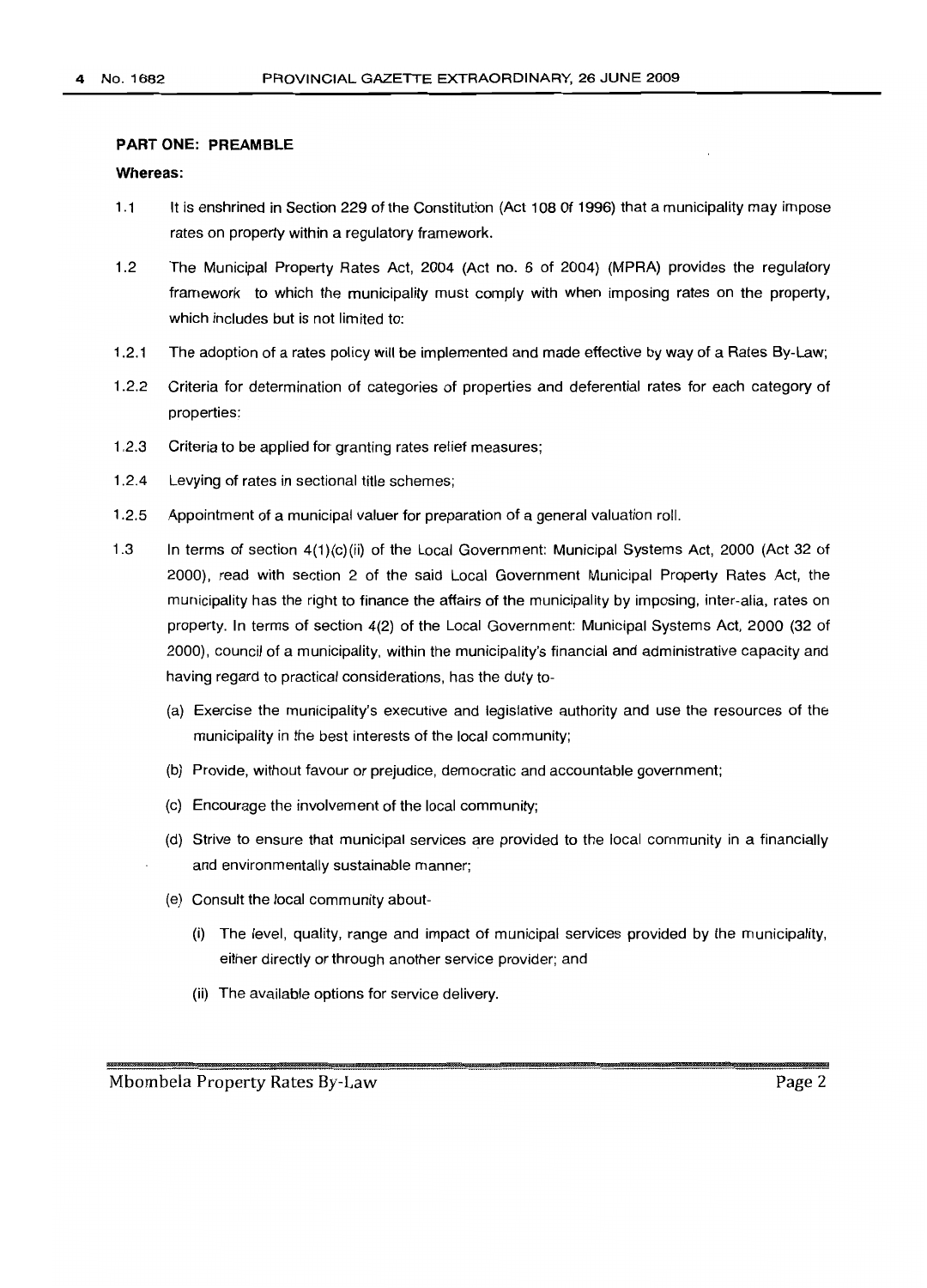**PART ONE: PREAMBLE**

**Whereas:**

1.1 It is enshrined in Section 229 of the Constitution (Act 108 Of 1996) that a municipality may impose rates on property within a regulatory framework.

1.2 The Municipal Property Rates Act, 2004 (Act no. 6 of 2004) (MPRA) provides the regulatory framework to which the municipality must comply with when imposing rates on the property, which includes but is not limited to:

1.2.1 The adoption of a rates policy will be implemented and made effective by way of a Rates By-Law;

1.2.2 Criteria for determination of categories of properties and deferential rates for each category of properties:

1.2.3 Criteria to be applied for granting rates relief measures;

1.2.4 Levying of rates in sectional title schemes;

1.2.5 Appointment of a municipal valuer for preparation of a general valuation roll.

1.3 In terms of section 4(1)(c)(ii) of the Local Government: Municipal Systems Act, 2000 (Act 32 of 2000), read with section 2 of the said Local Government Municipal Property Rates Act, the municipality has the right to finance the affairs of the municipality by imposing, inter-alia, rates on property. In terms of section 4(2) of the Local Government: Municipal Systems Act, 2000 (32 of 2000), council of a municipality, within the municipality's financial and administrative capacity and having regard to practical considerations, has the duty to-

(a) Exercise the municipality's executive and legislative authority and use the resources of the municipality in the best interests of the local community;

(b) Provide, without favour or prejudice, democratic and accountable government;

(c) Encourage the involvement of the local community;

(d) Strive to ensure that municipal services are provided to the local community in a financially and environmentally sustainable manner;

(e) Consult the local community about-

(i) The level, quality, range and impact of municipal services provided by the municipality, either directly or through another service provider; and

(ii) The available options for service delivery.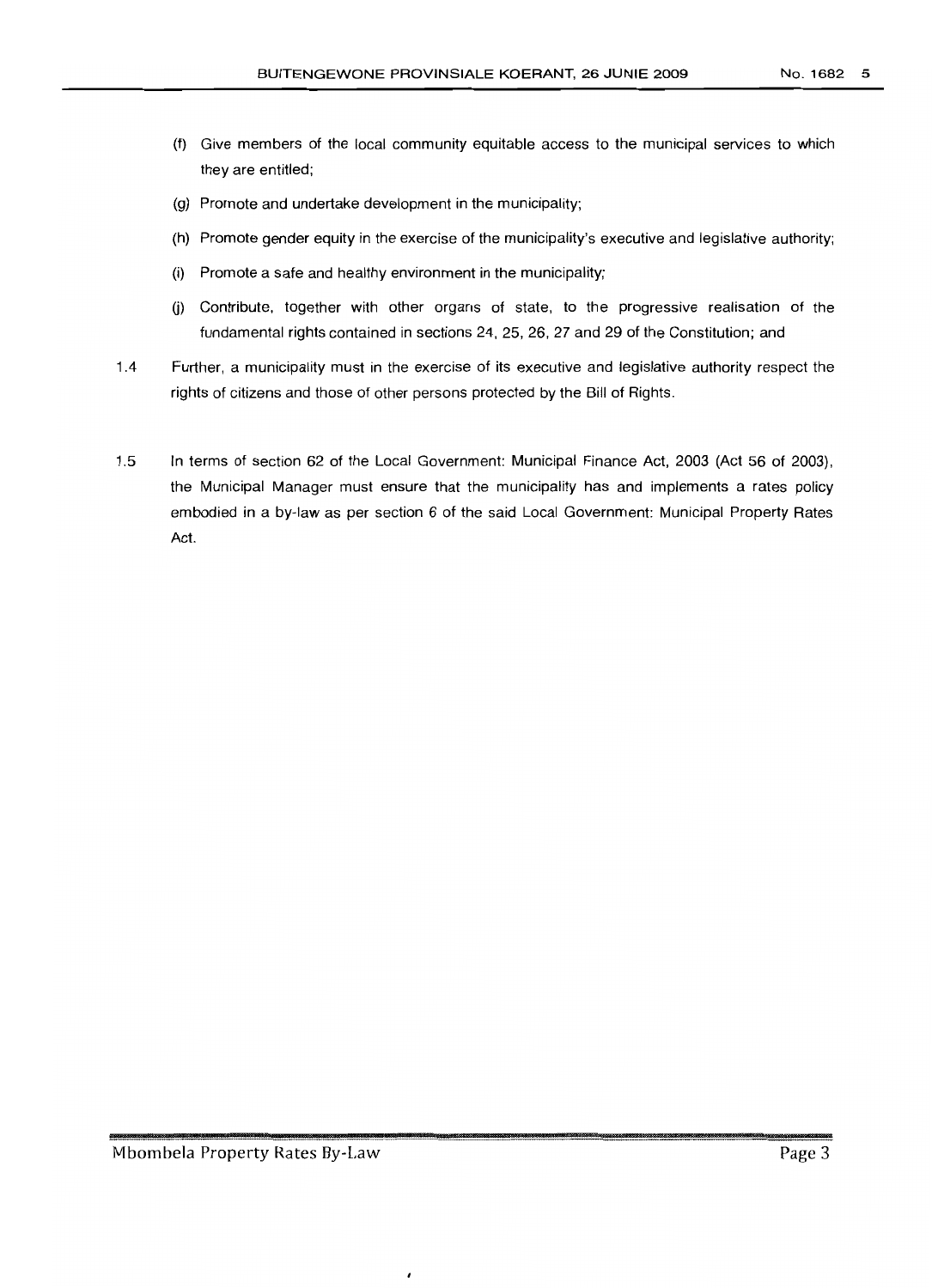(f) Give members of the local community equitable access to the municipal services to which they are entitled;

(g) Promote and undertake development in the municipality;

(h) Promote gender equity in the exercise of the municipality's executive and legislative authority;

(i) Promote a safe and healthy environment in the municipality;

(j) Contribute, together with other organs of state, to the progressive realisation of the fundamental rights contained in sections 24, 25, 26, 27 and 29 of the Constitution; and

1.4 Further, a municipality must in the exercise of its executive and legislative authority respect the rights of citizens and those of other persons protected by the Bill of Rights.

1.5 In terms of section 62 of the Local Government: Municipal Finance Act, 2003 (Act 56 of 2003), the Municipal Manager must ensure that the municipality has and implements a rates policy embodied in a by-law as per section 6 of the said Local Government: Municipal Property Rates Act.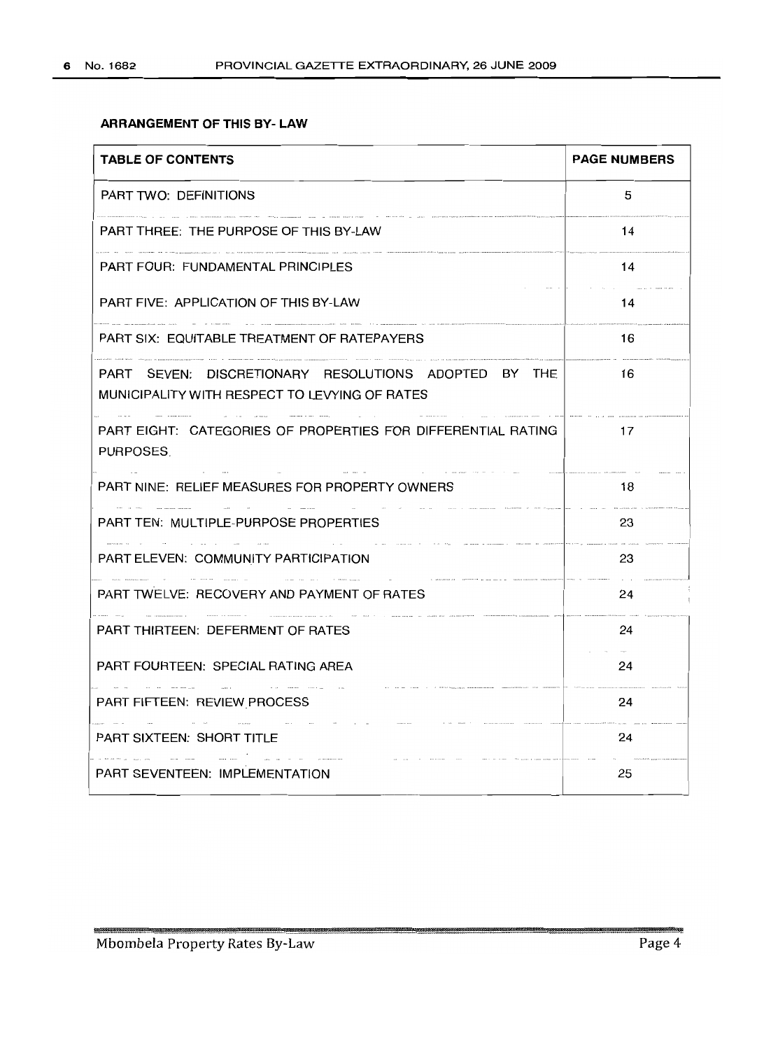**ARRANGEMENT OF THIS BY- LAW**

| TABLE OF CONTENTS | PAGE NUMBERS |
|---|---|
| PART TWO: DEFINITIONS | 5 |
| PART THREE: THE PURPOSE OF THIS BY-LAW | 14 |
| PART FOUR: FUNDAMENTAL PRINCIPLES | 14 |
| PART FIVE: APPLICATION OF THIS BY-LAW | 14 |
| PART SIX: EQUITABLE TREATMENT OF RATEPAYERS | 16 |
| PART SEVEN: DISCRETIONARY RESOLUTIONS ADOPTED BY THE MUNICIPALITY WITH RESPECT TO LEVYING OF RATES | 16 |
| PART EIGHT: CATEGORIES OF PROPERTIES FOR DIFFERENTIAL RATING PURPOSES. | 17 |
| PART NINE: RELIEF MEASURES FOR PROPERTY OWNERS | 18 |
| PART TEN: MULTIPLE-PURPOSE PROPERTIES | 23 |
| PART ELEVEN: COMMUNITY PARTICIPATION | 23 |
| PART TWELVE: RECOVERY AND PAYMENT OF RATES | 24 |
| PART THIRTEEN: DEFERMENT OF RATES | 24 |
| PART FOURTEEN: SPECIAL RATING AREA | 24 |
| PART FIFTEEN: REVIEW PROCESS | 24 |
| PART SIXTEEN: SHORT TITLE | 24 |
| PART SEVENTEEN: IMPLEMENTATION | 25 |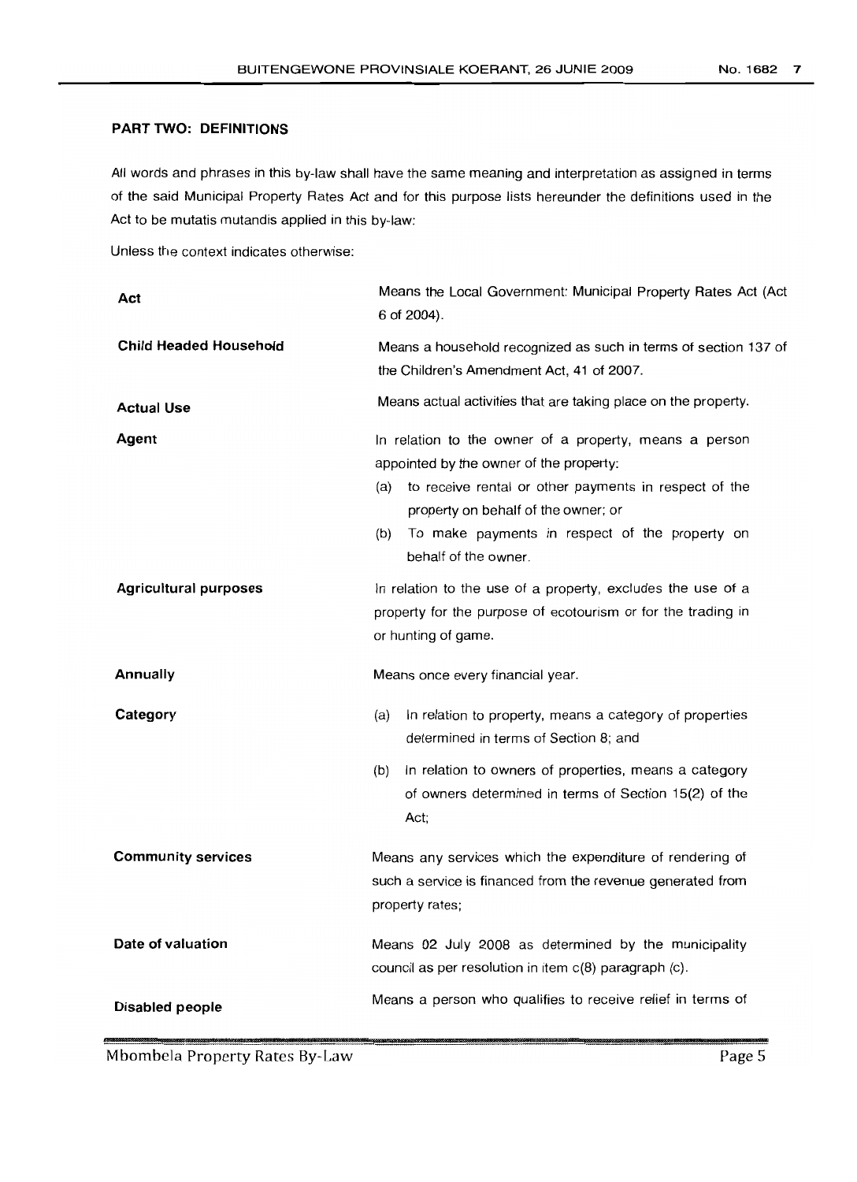**PART TWO: DEFINITIONS**

All words and phrases in this by-law shall have the same meaning and interpretation as assigned in terms of the said Municipal Property Rates Act and for this purpose lists hereunder the definitions used in the Act to be mutatis mutandis applied in this by-law:

Unless the context indicates otherwise:

| | |
|---|---|
| **Act** | Means the Local Government: Municipal Property Rates Act (Act 6 of 2004). |
| **Child Headed Household** | Means a household recognized as such in terms of section 137 of the Children's Amendment Act, 41 of 2007. |
| **Actual Use** | Means actual activities that are taking place on the property. |
| **Agent** | In relation to the owner of a property, means a person appointed by the owner of the property:<br>(a) to receive rental or other payments in respect of the property on behalf of the owner; or<br>(b) To make payments in respect of the property on behalf of the owner. |
| **Agricultural purposes** | In relation to the use of a property, excludes the use of a property for the purpose of ecotourism or for the trading in or hunting of game. |
| **Annually** | Means once every financial year. |
| **Category** | (a) In relation to property, means a category of properties determined in terms of Section 8; and<br>(b) In relation to owners of properties, means a category of owners determined in terms of Section 15(2) of the Act; |
| **Community services** | Means any services which the expenditure of rendering of such a service is financed from the revenue generated from property rates; |
| **Date of valuation** | Means 02 July 2008 as determined by the municipality council as per resolution in item c(8) paragraph (c). |
| **Disabled people** | Means a person who qualifies to receive relief in terms of |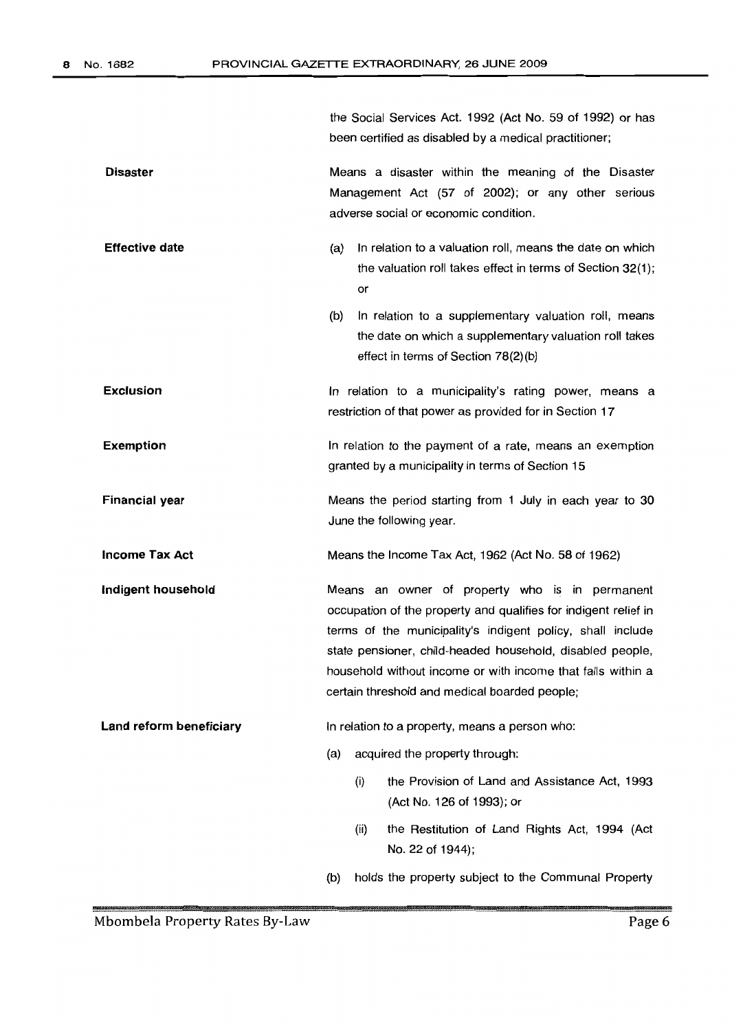| | |
|---|---|
| | the Social Services Act. 1992 (Act No. 59 of 1992) or has been certified as disabled by a medical practitioner; |
| **Disaster** | Means a disaster within the meaning of the Disaster Management Act (57 of 2002); or any other serious adverse social or economic condition. |
| **Effective date** | (a) In relation to a valuation roll, means the date on which the valuation roll takes effect in terms of Section 32(1); or<br>(b) In relation to a supplementary valuation roll, means the date on which a supplementary valuation roll takes effect in terms of Section 78(2)(b) |
| **Exclusion** | In relation to a municipality's rating power, means a restriction of that power as provided for in Section 17 |
| **Exemption** | In relation to the payment of a rate, means an exemption granted by a municipality in terms of Section 15 |
| **Financial year** | Means the period starting from 1 July in each year to 30 June the following year. |
| **Income Tax Act** | Means the Income Tax Act, 1962 (Act No. 58 of 1962) |
| **Indigent household** | Means an owner of property who is in permanent occupation of the property and qualifies for indigent relief in terms of the municipality's indigent policy, shall include state pensioner, child-headed household, disabled people, household without income or with income that falls within a certain threshold and medical boarded people; |
| **Land reform beneficiary** | In relation to a property, means a person who:<br>(a) acquired the property through:<br>(i) the Provision of Land and Assistance Act, 1993 (Act No. 126 of 1993); or<br>(ii) the Restitution of Land Rights Act, 1994 (Act No. 22 of 1944);<br>(b) holds the property subject to the Communal Property |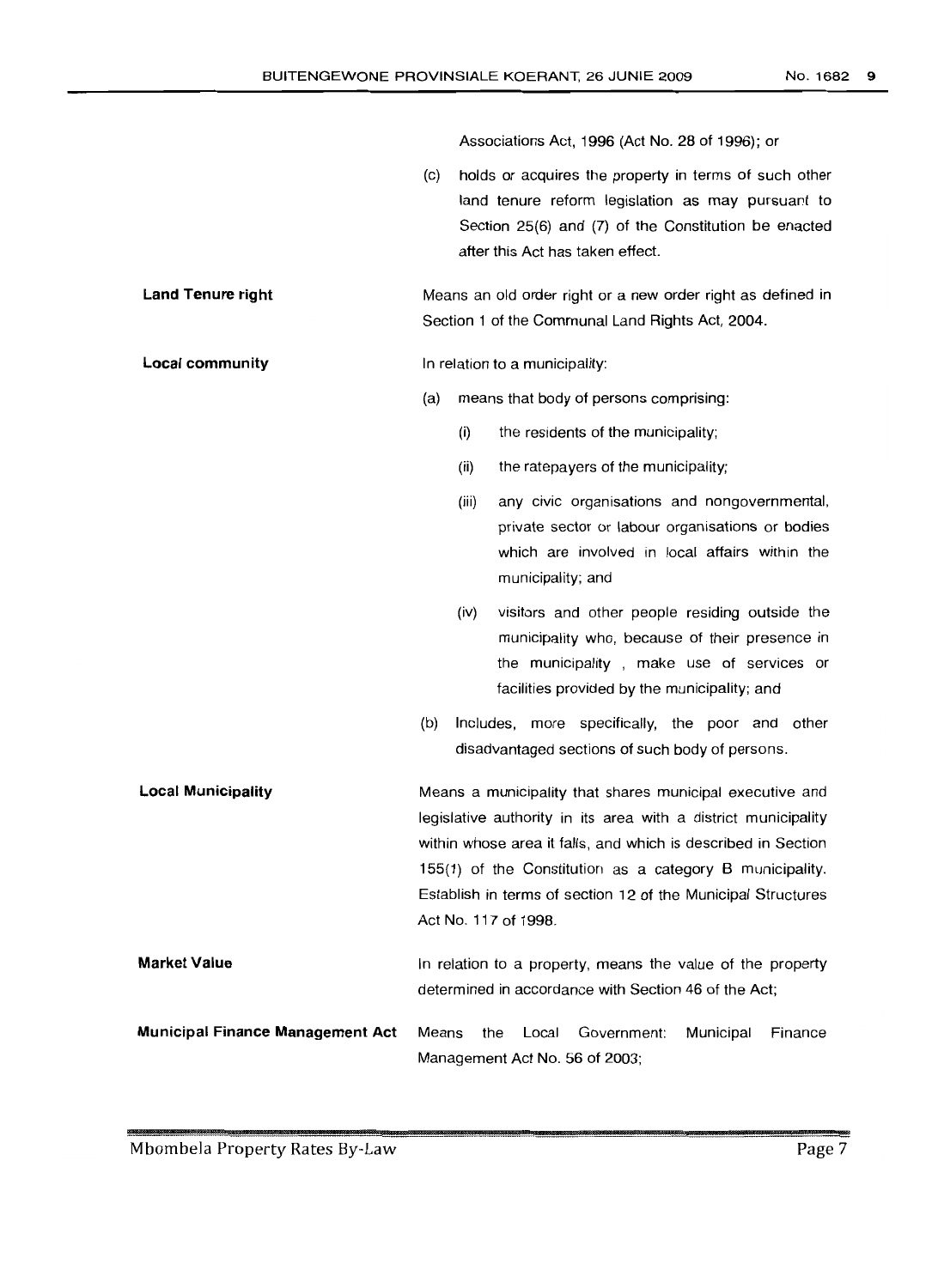Associations Act, 1996 (Act No. 28 of 1996); or

(c) holds or acquires the property in terms of such other land tenure reform legislation as may pursuant to Section 25(6) and (7) of the Constitution be enacted after this Act has taken effect.

| | |
|---|---|
| **Land Tenure right** | Means an old order right or a new order right as defined in Section 1 of the Communal Land Rights Act, 2004. |
| **Local community** | In relation to a municipality:<br>(a) means that body of persons comprising:<br>(i) the residents of the municipality;<br>(ii) the ratepayers of the municipality;<br>(iii) any civic organisations and nongovernmental, private sector or labour organisations or bodies which are involved in local affairs within the municipality; and<br>(iv) visitors and other people residing outside the municipality who, because of their presence in the municipality , make use of services or facilities provided by the municipality; and<br>(b) Includes, more specifically, the poor and other disadvantaged sections of such body of persons. |
| **Local Municipality** | Means a municipality that shares municipal executive and legislative authority in its area with a district municipality within whose area it falls, and which is described in Section 155(1) of the Constitution as a category B municipality. Establish in terms of section 12 of the Municipal Structures Act No. 117 of 1998. |
| **Market Value** | In relation to a property, means the value of the property determined in accordance with Section 46 of the Act; |
| **Municipal Finance Management Act** | Means the Local Government: Municipal Finance Management Act No. 56 of 2003; |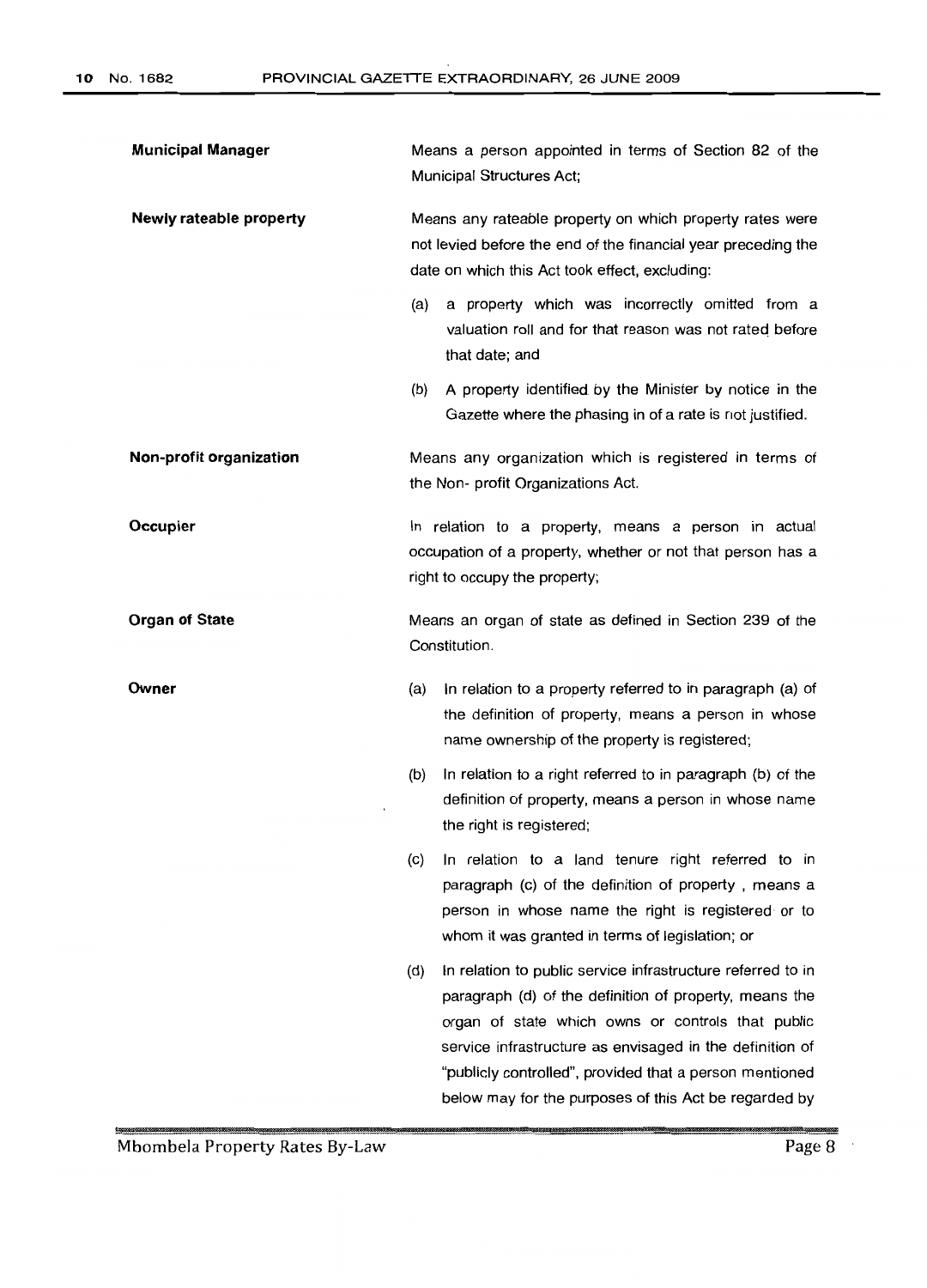**Municipal Manager**

Means a person appointed in terms of Section 82 of the Municipal Structures Act;

**Newly rateable property**

Means any rateable property on which property rates were not levied before the end of the financial year preceding the date on which this Act took effect, excluding:

(a) a property which was incorrectly omitted from a valuation roll and for that reason was not rated before that date; and

(b) A property identified by the Minister by notice in the Gazette where the phasing in of a rate is not justified.

**Non-profit organization**

Means any organization which is registered in terms of the Non- profit Organizations Act.

**Occupier**

In relation to a property, means a person in actual occupation of a property, whether or not that person has a right to occupy the property;

**Organ of State**

Means an organ of state as defined in Section 239 of the Constitution.

**Owner**

(a) In relation to a property referred to in paragraph (a) of the definition of property, means a person in whose name ownership of the property is registered;

(b) In relation to a right referred to in paragraph (b) of the definition of property, means a person in whose name the right is registered;

(c) In relation to a land tenure right referred to in paragraph (c) of the definition of property , means a person in whose name the right is registered or to whom it was granted in terms of legislation; or

(d) In relation to public service infrastructure referred to in paragraph (d) of the definition of property, means the organ of state which owns or controls that public service infrastructure as envisaged in the definition of "publicly controlled", provided that a person mentioned below may for the purposes of this Act be regarded by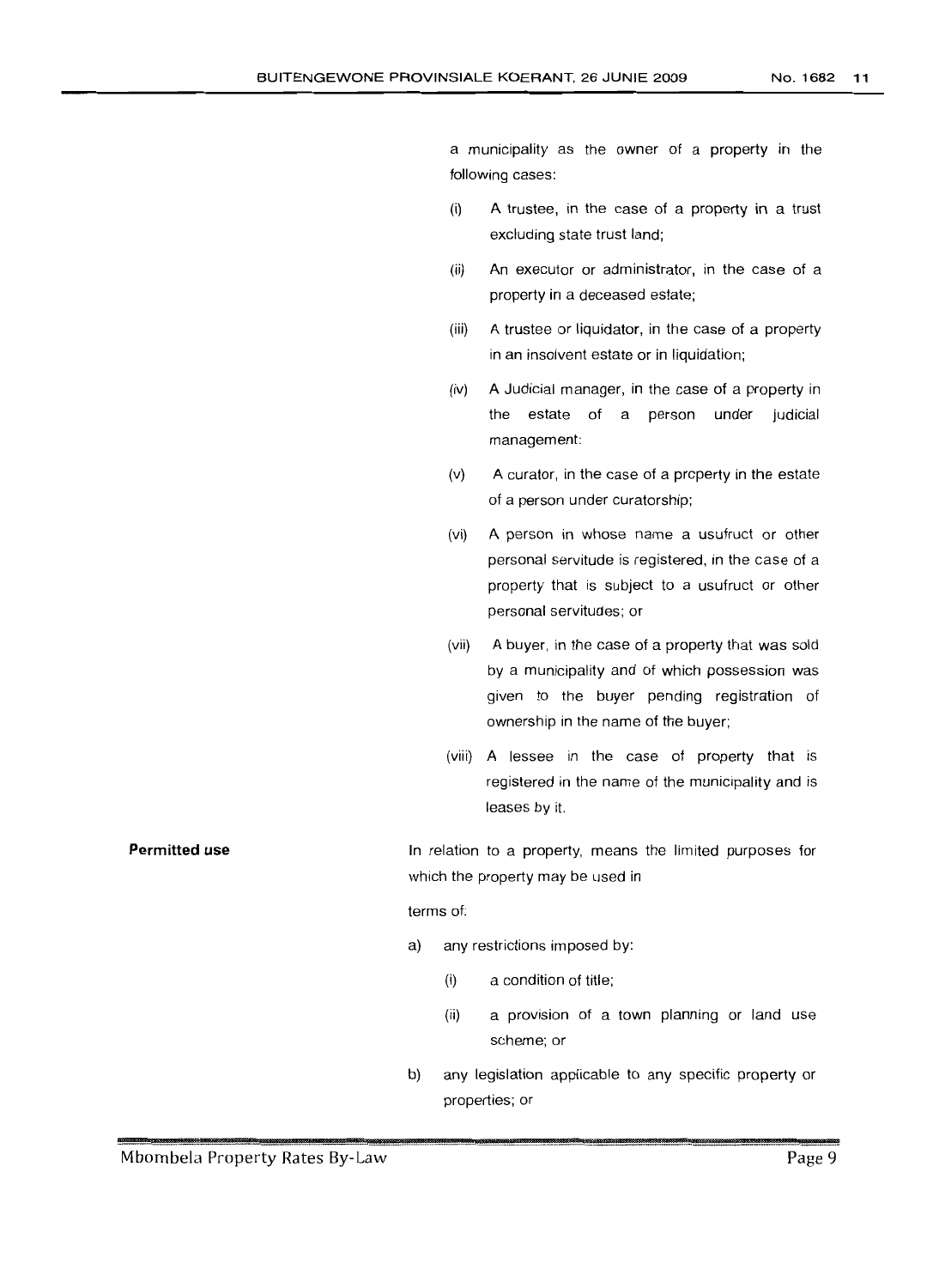a municipality as the owner of a property in the following cases:

(i) A trustee, in the case of a property in a trust excluding state trust land;

(ii) An executor or administrator, in the case of a property in a deceased estate;

(iii) A trustee or liquidator, in the case of a property in an insolvent estate or in liquidation;

(iv) A Judicial manager, in the case of a property in the estate of a person under judicial management:

(v) A curator, in the case of a property in the estate of a person under curatorship;

(vi) A person in whose name a usufruct or other personal servitude is registered, in the case of a property that is subject to a usufruct or other personal servitudes; or

(vii) A buyer, in the case of a property that was sold by a municipality and of which possession was given to the buyer pending registration of ownership in the name of the buyer;

(viii) A lessee in the case of property that is registered in the name of the municipality and is leases by it.

**Permitted use**

In relation to a property, means the limited purposes for which the property may be used in

terms of:

a) any restrictions imposed by:

   (i) a condition of title;

   (ii) a provision of a town planning or land use scheme; or

b) any legislation applicable to any specific property or properties; or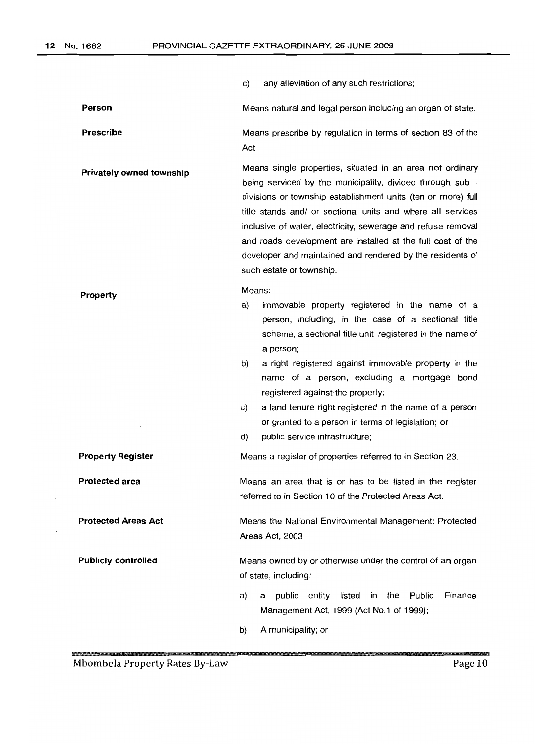| | |
|---|---|
| | c) any alleviation of any such restrictions; |
| **Person** | Means natural and legal person including an organ of state. |
| **Prescribe** | Means prescribe by regulation in terms of section 83 of the Act |
| **Privately owned township** | Means single properties, situated in an area not ordinary being serviced by the municipality, divided through sub – divisions or township establishment units (ten or more) full title stands and/ or sectional units and where all services inclusive of water, electricity, sewerage and refuse removal and roads development are installed at the full cost of the developer and maintained and rendered by the residents of such estate or township. |
| **Property** | Means:<br>a) immovable property registered in the name of a person, including, in the case of a sectional title scheme, a sectional title unit registered in the name of a person;<br>b) a right registered against immovable property in the name of a person, excluding a mortgage bond registered against the property;<br>c) a land tenure right registered in the name of a person or granted to a person in terms of legislation; or<br>d) public service infrastructure; |
| **Property Register** | Means a register of properties referred to in Section 23. |
| **Protected area** | Means an area that is or has to be listed in the register referred to in Section 10 of the Protected Areas Act. |
| **Protected Areas Act** | Means the National Environmental Management: Protected Areas Act, 2003 |
| **Publicly controlled** | Means owned by or otherwise under the control of an organ of state, including:<br>a) a public entity listed in the Public Finance Management Act, 1999 (Act No.1 of 1999);<br>b) A municipality; or |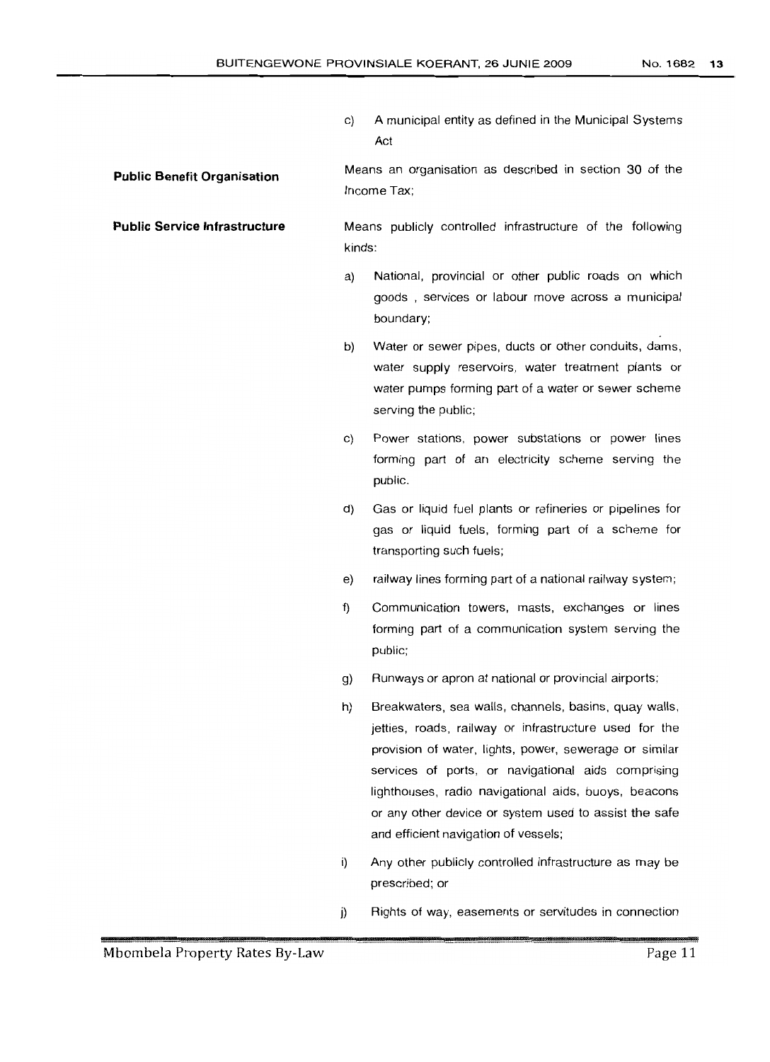c) A municipal entity as defined in the Municipal Systems Act

**Public Benefit Organisation** Means an organisation as described in section 30 of the Income Tax;

**Public Service Infrastructure** Means publicly controlled infrastructure of the following kinds:

a) National, provincial or other public roads on which goods , services or labour move across a municipal boundary;

b) Water or sewer pipes, ducts or other conduits, dams, water supply reservoirs, water treatment plants or water pumps forming part of a water or sewer scheme serving the public;

c) Power stations, power substations or power lines forming part of an electricity scheme serving the public.

d) Gas or liquid fuel plants or refineries or pipelines for gas or liquid fuels, forming part of a scheme for transporting such fuels;

e) railway lines forming part of a national railway system;

f) Communication towers, masts, exchanges or lines forming part of a communication system serving the public;

g) Runways or apron at national or provincial airports;

h) Breakwaters, sea walls, channels, basins, quay walls, jetties, roads, railway or infrastructure used for the provision of water, lights, power, sewerage or similar services of ports, or navigational aids comprising lighthouses, radio navigational aids, buoys, beacons or any other device or system used to assist the safe and efficient navigation of vessels;

i) Any other publicly controlled infrastructure as may be prescribed; or

j) Rights of way, easements or servitudes in connection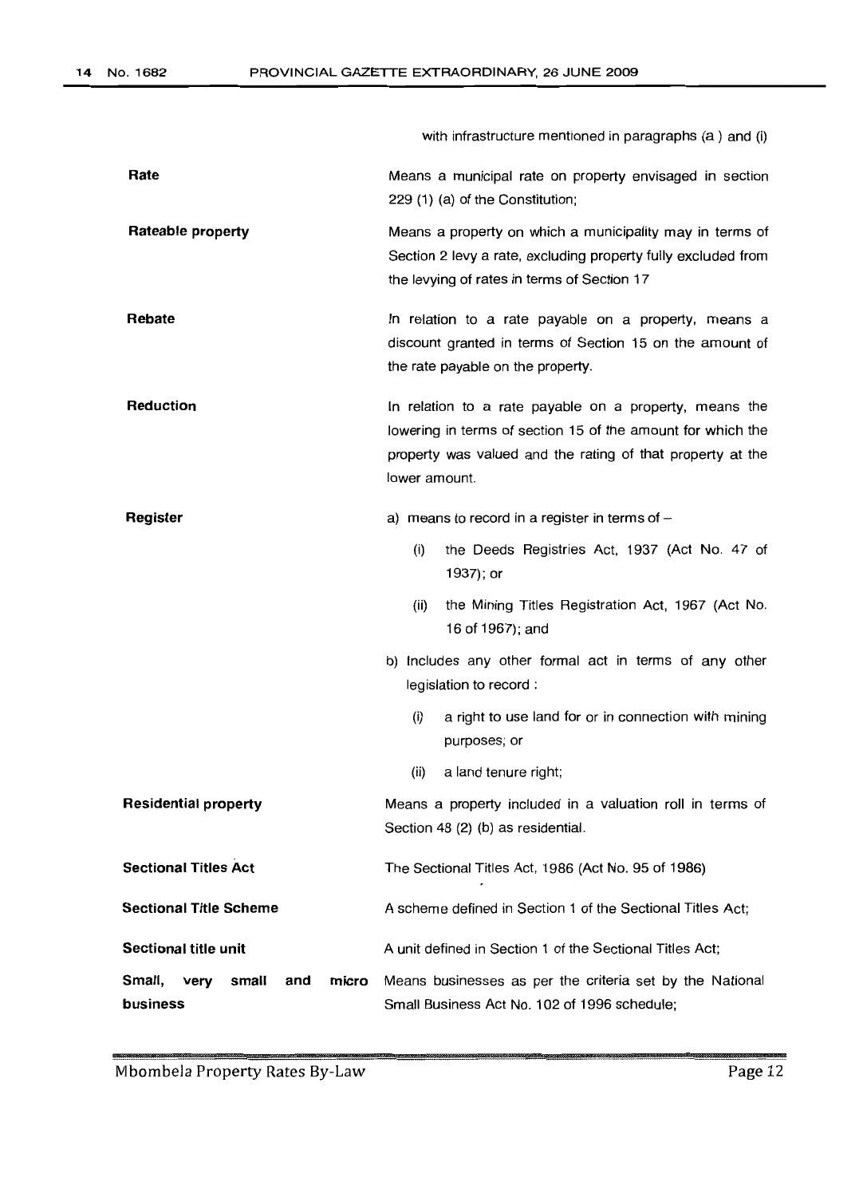with infrastructure mentioned in paragraphs (a ) and (i)

| | |
|---|---|
| **Rate** | Means a municipal rate on property envisaged in section 229 (1) (a) of the Constitution; |
| **Rateable property** | Means a property on which a municipality may in terms of Section 2 levy a rate, excluding property fully excluded from the levying of rates in terms of Section 17 |
| **Rebate** | In relation to a rate payable on a property, means a discount granted in terms of Section 15 on the amount of the rate payable on the property. |
| **Reduction** | In relation to a rate payable on a property, means the lowering in terms of section 15 of the amount for which the property was valued and the rating of that property at the lower amount. |
| **Register** | a) means to record in a register in terms of – (i) the Deeds Registries Act, 1937 (Act No. 47 of 1937); or (ii) the Mining Titles Registration Act, 1967 (Act No. 16 of 1967); and b) Includes any other formal act in terms of any other legislation to record : (i) a right to use land for or in connection with mining purposes; or (ii) a land tenure right; |
| **Residential property** | Means a property included in a valuation roll in terms of Section 48 (2) (b) as residential. |
| **Sectional Titles Act** | The Sectional Titles Act, 1986 (Act No. 95 of 1986) |
| **Sectional Title Scheme** | A scheme defined in Section 1 of the Sectional Titles Act; |
| **Sectional title unit** | A unit defined in Section 1 of the Sectional Titles Act; |
| **Small, very small and micro business** | Means businesses as per the criteria set by the National Small Business Act No. 102 of 1996 schedule; |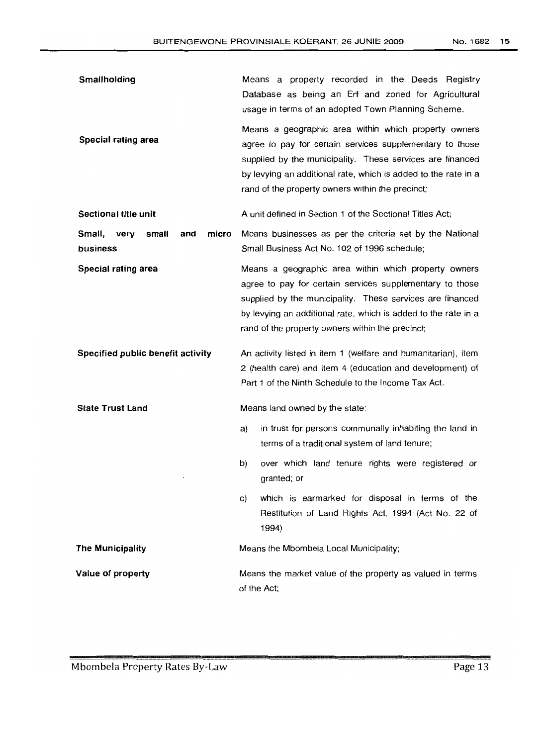| | |
|---|---|
| **Smallholding** | Means a property recorded in the Deeds Registry Database as being an Erf and zoned for Agricultural usage in terms of an adopted Town Planning Scheme. |
| **Special rating area** | Means a geographic area within which property owners agree to pay for certain services supplementary to those supplied by the municipality. These services are financed by levying an additional rate, which is added to the rate in a rand of the property owners within the precinct; |
| **Sectional title unit** | A unit defined in Section 1 of the Sectional Titles Act; |
| **Small, very small and micro business** | Means businesses as per the criteria set by the National Small Business Act No. 102 of 1996 schedule; |
| **Special rating area** | Means a geographic area within which property owners agree to pay for certain services supplementary to those supplied by the municipality. These services are financed by levying an additional rate, which is added to the rate in a rand of the property owners within the precinct; |
| **Specified public benefit activity** | An activity listed in item 1 (welfare and humanitarian), item 2 (health care) and item 4 (education and development) of Part 1 of the Ninth Schedule to the Income Tax Act. |
| **State Trust Land** | Means land owned by the state:<br>a) in trust for persons communally inhabiting the land in terms of a traditional system of land tenure;<br>b) over which land tenure rights were registered or granted; or<br>c) which is earmarked for disposal in terms of the Restitution of Land Rights Act, 1994 (Act No. 22 of 1994) |
| **The Municipality** | Means the Mbombela Local Municipality; |
| **Value of property** | Means the market value of the property as valued in terms of the Act; |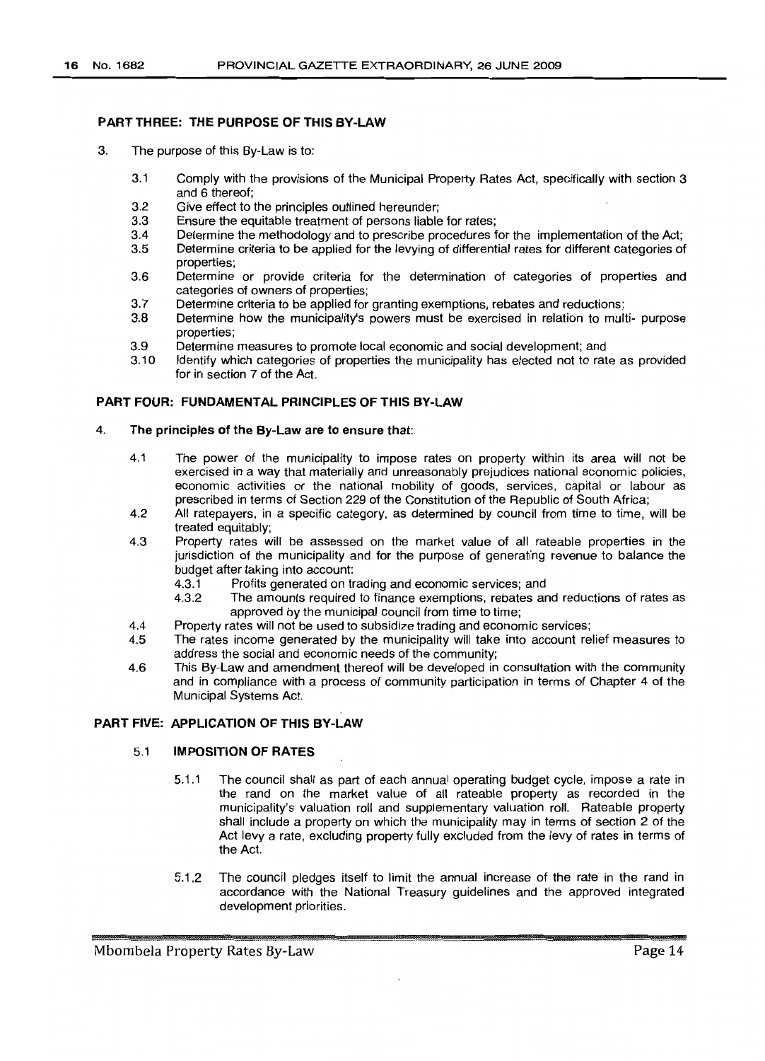## PART THREE: THE PURPOSE OF THIS BY-LAW

3. The purpose of this By-Law is to:

   3.1 Comply with the provisions of the Municipal Property Rates Act, specifically with section 3 and 6 thereof;
   3.2 Give effect to the principles outlined hereunder;
   3.3 Ensure the equitable treatment of persons liable for rates;
   3.4 Determine the methodology and to prescribe procedures for the implementation of the Act;
   3.5 Determine criteria to be applied for the levying of differential rates for different categories of properties;
   3.6 Determine or provide criteria for the determination of categories of properties and categories of owners of properties;
   3.7 Determine criteria to be applied for granting exemptions, rebates and reductions;
   3.8 Determine how the municipality's powers must be exercised in relation to multi- purpose properties;
   3.9 Determine measures to promote local economic and social development; and
   3.10 Identify which categories of properties the municipality has elected not to rate as provided for in section 7 of the Act.

## PART FOUR: FUNDAMENTAL PRINCIPLES OF THIS BY-LAW

4. **The principles of the By-Law are to ensure that:**

   4.1 The power of the municipality to impose rates on property within its area will not be exercised in a way that materially and unreasonably prejudices national economic policies, economic activities or the national mobility of goods, services, capital or labour as prescribed in terms of Section 229 of the Constitution of the Republic of South Africa;
   4.2 All ratepayers, in a specific category, as determined by council from time to time, will be treated equitably;
   4.3 Property rates will be assessed on the market value of all rateable properties in the jurisdiction of the municipality and for the purpose of generating revenue to balance the budget after taking into account:
      4.3.1 Profits generated on trading and economic services; and
      4.3.2 The amounts required to finance exemptions, rebates and reductions of rates as approved by the municipal council from time to time;
   4.4 Property rates will not be used to subsidize trading and economic services;
   4.5 The rates income generated by the municipality will take into account relief measures to address the social and economic needs of the community;
   4.6 This By-Law and amendment thereof will be developed in consultation with the community and in compliance with a process of community participation in terms of Chapter 4 of the Municipal Systems Act.

## PART FIVE: APPLICATION OF THIS BY-LAW

### 5.1 IMPOSITION OF RATES

5.1.1 The council shall as part of each annual operating budget cycle, impose a rate in the rand on the market value of all rateable property as recorded in the municipality's valuation roll and supplementary valuation roll. Rateable property shall include a property on which the municipality may in terms of section 2 of the Act levy a rate, excluding property fully excluded from the levy of rates in terms of the Act.

5.1.2 The council pledges itself to limit the annual increase of the rate in the rand in accordance with the National Treasury guidelines and the approved integrated development priorities.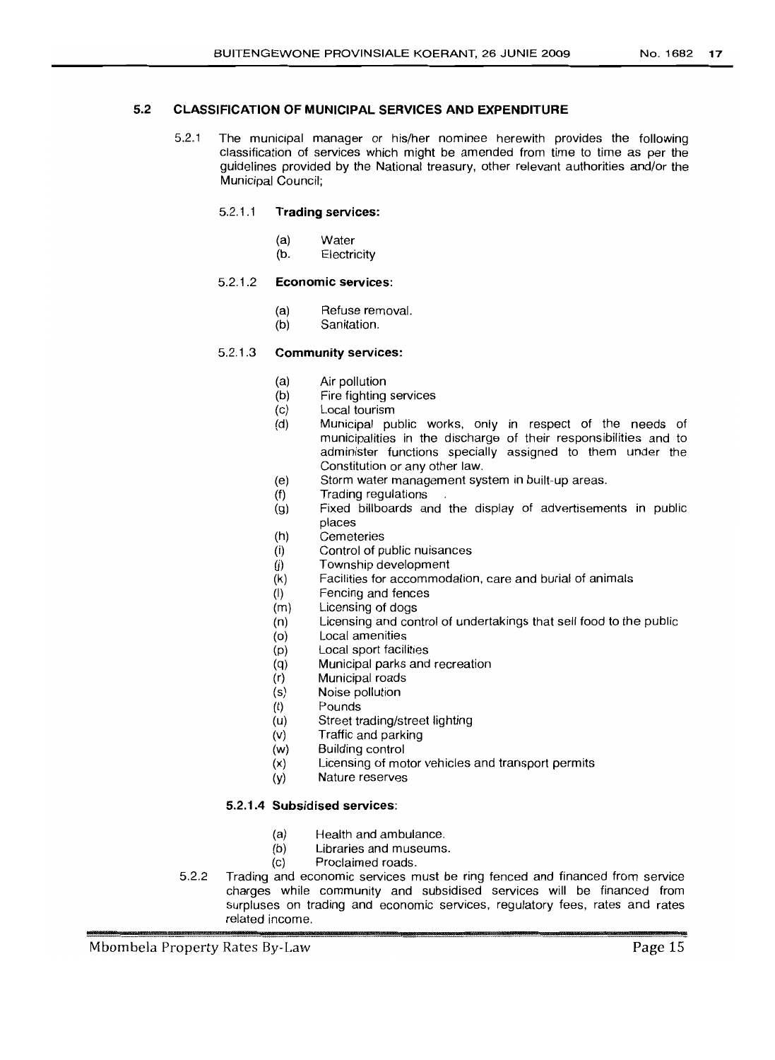## 5.2 CLASSIFICATION OF MUNICIPAL SERVICES AND EXPENDITURE

5.2.1 The municipal manager or his/her nominee herewith provides the following classification of services which might be amended from time to time as per the guidelines provided by the National treasury, other relevant authorities and/or the Municipal Council;

5.2.1.1 **Trading services:**

(a) Water
(b. Electricity

5.2.1.2 **Economic services:**

(a) Refuse removal.
(b) Sanitation.

5.2.1.3 **Community services:**

(a) Air pollution
(b) Fire fighting services
(c) Local tourism
(d) Municipal public works, only in respect of the needs of municipalities in the discharge of their responsibilities and to administer functions specially assigned to them under the Constitution or any other law.
(e) Storm water management system in built-up areas.
(f) Trading regulations .
(g) Fixed billboards and the display of advertisements in public places
(h) Cemeteries
(i) Control of public nuisances
(j) Township development
(k) Facilities for accommodation, care and burial of animals
(l) Fencing and fences
(m) Licensing of dogs
(n) Licensing and control of undertakings that sell food to the public
(o) Local amenities
(p) Local sport facilities
(q) Municipal parks and recreation
(r) Municipal roads
(s) Noise pollution
(t) Pounds
(u) Street trading/street lighting
(v) Traffic and parking
(w) Building control
(x) Licensing of motor vehicles and transport permits
(y) Nature reserves

**5.2.1.4 Subsidised services:**

(a) Health and ambulance.
(b) Libraries and museums.
(c) Proclaimed roads.

5.2.2 Trading and economic services must be ring fenced and financed from service charges while community and subsidised services will be financed from surpluses on trading and economic services, regulatory fees, rates and rates related income.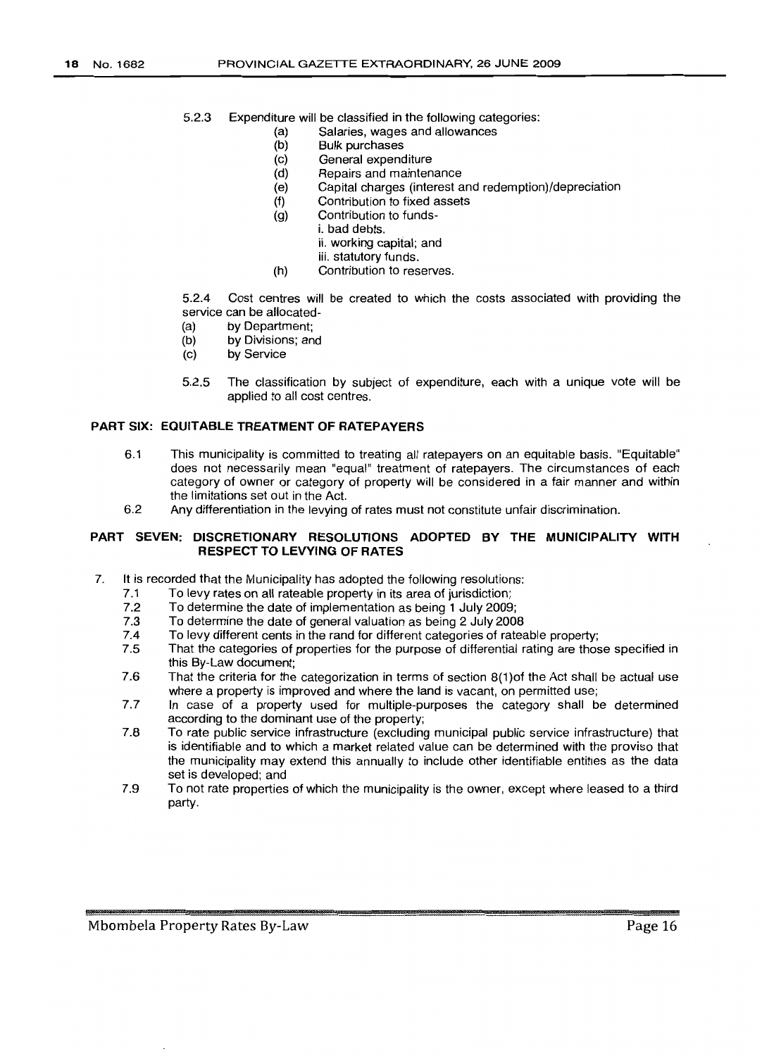5.2.3 Expenditure will be classified in the following categories:

- (a) Salaries, wages and allowances
- (b) Bulk purchases
- (c) General expenditure
- (d) Repairs and maintenance
- (e) Capital charges (interest and redemption)/depreciation
- (f) Contribution to fixed assets
- (g) Contribution to funds-
  - i. bad debts.
  - ii. working capital; and
  - iii. statutory funds.
- (h) Contribution to reserves.

5.2.4 Cost centres will be created to which the costs associated with providing the service can be allocated-

- (a) by Department;
- (b) by Divisions; and
- (c) by Service

5.2.5 The classification by subject of expenditure, each with a unique vote will be applied to all cost centres.

## PART SIX: EQUITABLE TREATMENT OF RATEPAYERS

6.1 This municipality is committed to treating all ratepayers on an equitable basis. "Equitable" does not necessarily mean "equal" treatment of ratepayers. The circumstances of each category of owner or category of property will be considered in a fair manner and within the limitations set out in the Act.

6.2 Any differentiation in the levying of rates must not constitute unfair discrimination.

## PART SEVEN: DISCRETIONARY RESOLUTIONS ADOPTED BY THE MUNICIPALITY WITH RESPECT TO LEVYING OF RATES

7. It is recorded that the Municipality has adopted the following resolutions:

7.1 To levy rates on all rateable property in its area of jurisdiction;

7.2 To determine the date of implementation as being 1 July 2009;

7.3 To determine the date of general valuation as being 2 July 2008

7.4 To levy different cents in the rand for different categories of rateable property;

7.5 That the categories of properties for the purpose of differential rating are those specified in this By-Law document;

7.6 That the criteria for the categorization in terms of section 8(1)of the Act shall be actual use where a property is improved and where the land is vacant, on permitted use;

7.7 In case of a property used for multiple-purposes the category shall be determined according to the dominant use of the property;

7.8 To rate public service infrastructure (excluding municipal public service infrastructure) that is identifiable and to which a market related value can be determined with the proviso that the municipality may extend this annually to include other identifiable entities as the data set is developed; and

7.9 To not rate properties of which the municipality is the owner, except where leased to a third party.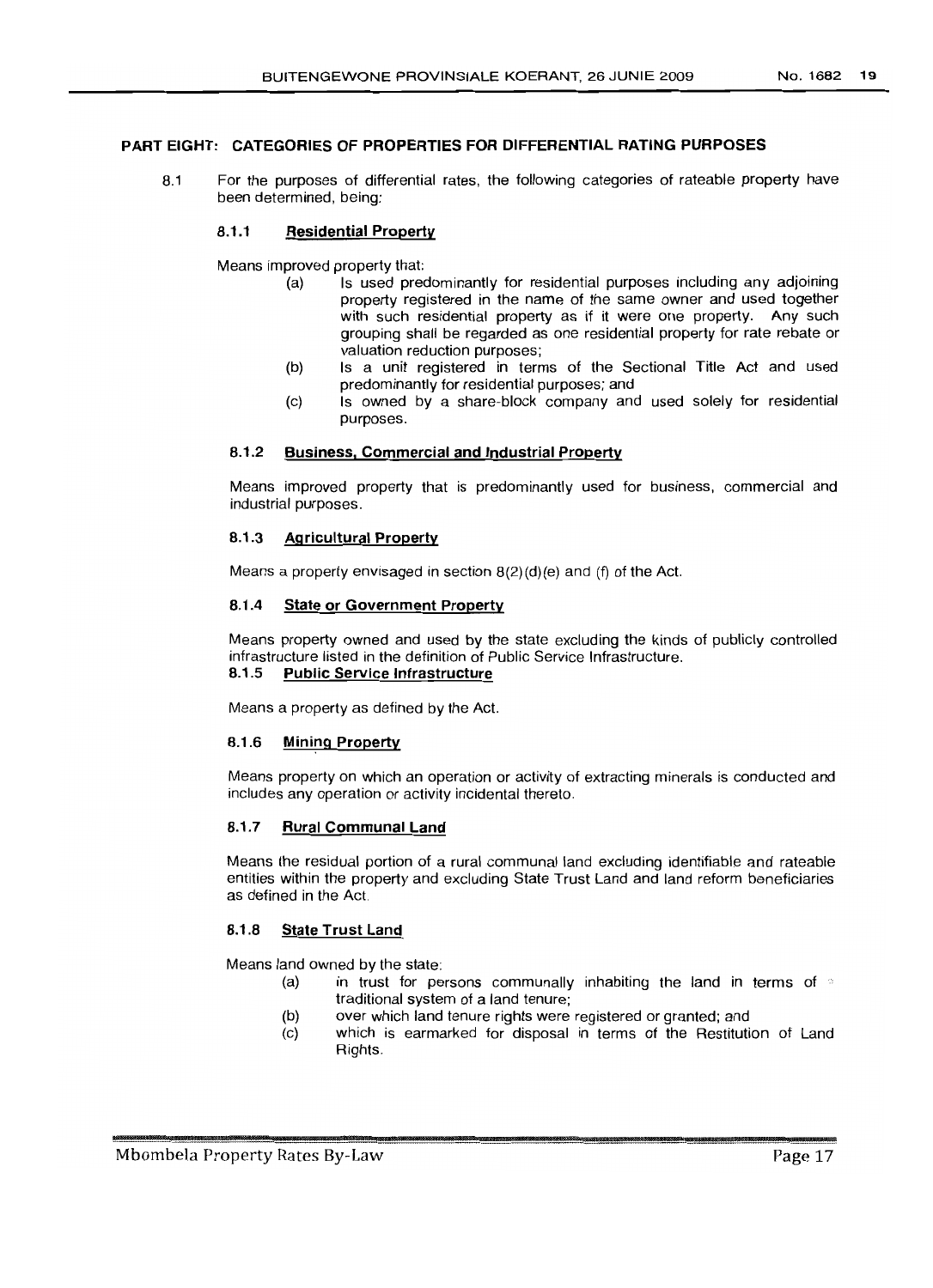## PART EIGHT: CATEGORIES OF PROPERTIES FOR DIFFERENTIAL RATING PURPOSES

8.1 For the purposes of differential rates, the following categories of rateable property have been determined, being:

### 8.1.1 Residential Property

Means improved property that:

(a) Is used predominantly for residential purposes including any adjoining property registered in the name of the same owner and used together with such residential property as if it were one property. Any such grouping shall be regarded as one residential property for rate rebate or valuation reduction purposes;

(b) Is a unit registered in terms of the Sectional Title Act and used predominantly for residential purposes; and

(c) Is owned by a share-block company and used solely for residential purposes.

### 8.1.2 Business, Commercial and Industrial Property

Means improved property that is predominantly used for business, commercial and industrial purposes.

### 8.1.3 Agricultural Property

Means a property envisaged in section 8(2)(d)(e) and (f) of the Act.

### 8.1.4 State or Government Property

Means property owned and used by the state excluding the kinds of publicly controlled infrastructure listed in the definition of Public Service Infrastructure.

### 8.1.5 Public Service Infrastructure

Means a property as defined by the Act.

### 8.1.6 Mining Property

Means property on which an operation or activity of extracting minerals is conducted and includes any operation or activity incidental thereto.

### 8.1.7 Rural Communal Land

Means the residual portion of a rural communal land excluding identifiable and rateable entities within the property and excluding State Trust Land and land reform beneficiaries as defined in the Act.

### 8.1.8 State Trust Land

Means land owned by the state:

(a) in trust for persons communally inhabiting the land in terms of a traditional system of a land tenure;

(b) over which land tenure rights were registered or granted; and

(c) which is earmarked for disposal in terms of the Restitution of Land Rights.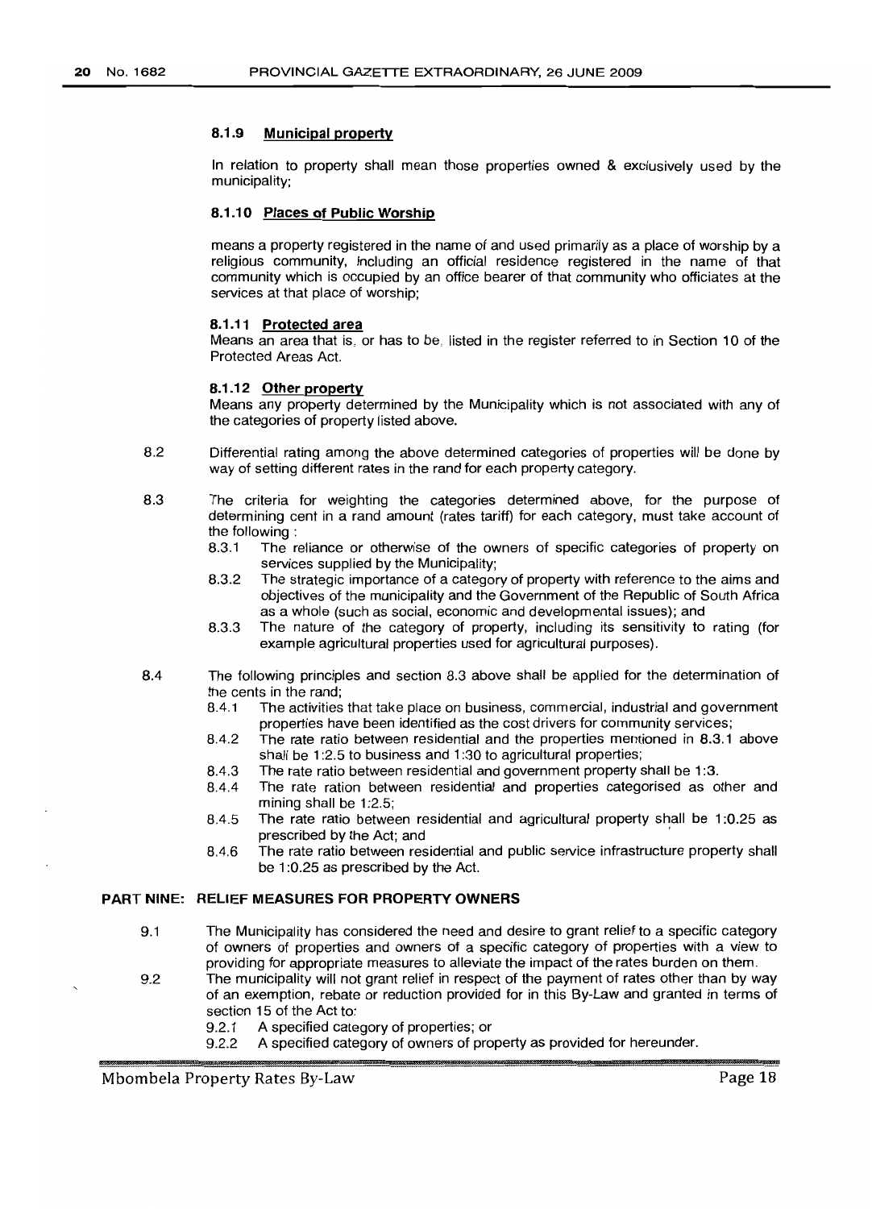#### 8.1.9 Municipal property

In relation to property shall mean those properties owned & exclusively used by the municipality;

#### 8.1.10 Places of Public Worship

means a property registered in the name of and used primarily as a place of worship by a religious community, including an official residence registered in the name of that community which is occupied by an office bearer of that community who officiates at the services at that place of worship;

#### 8.1.11 Protected area

Means an area that is, or has to be, listed in the register referred to in Section 10 of the Protected Areas Act.

#### 8.1.12 Other property

Means any property determined by the Municipality which is not associated with any of the categories of property listed above.

8.2 Differential rating among the above determined categories of properties will be done by way of setting different rates in the rand for each property category.

8.3 The criteria for weighting the categories determined above, for the purpose of determining cent in a rand amount (rates tariff) for each category, must take account of the following :

- 8.3.1 The reliance or otherwise of the owners of specific categories of property on services supplied by the Municipality;
- 8.3.2 The strategic importance of a category of property with reference to the aims and objectives of the municipality and the Government of the Republic of South Africa as a whole (such as social, economic and developmental issues); and
- 8.3.3 The nature of the category of property, including its sensitivity to rating (for example agricultural properties used for agricultural purposes).

8.4 The following principles and section 8.3 above shall be applied for the determination of the cents in the rand;

- 8.4.1 The activities that take place on business, commercial, industrial and government properties have been identified as the cost drivers for community services;
- 8.4.2 The rate ratio between residential and the properties mentioned in 8.3.1 above shall be 1:2.5 to business and 1:30 to agricultural properties;
- 8.4.3 The rate ratio between residential and government property shall be 1:3.
- 8.4.4 The rate ration between residential and properties categorised as other and mining shall be 1:2.5;
- 8.4.5 The rate ratio between residential and agricultural property shall be 1:0.25 as prescribed by the Act; and
- 8.4.6 The rate ratio between residential and public service infrastructure property shall be 1:0.25 as prescribed by the Act.

## PART NINE: RELIEF MEASURES FOR PROPERTY OWNERS

9.1 The Municipality has considered the need and desire to grant relief to a specific category of owners of properties and owners of a specific category of properties with a view to providing for appropriate measures to alleviate the impact of the rates burden on them.

9.2 The municipality will not grant relief in respect of the payment of rates other than by way of an exemption, rebate or reduction provided for in this By-Law and granted in terms of section 15 of the Act to:

- 9.2.1 A specified category of properties; or
- 9.2.2 A specified category of owners of property as provided for hereunder.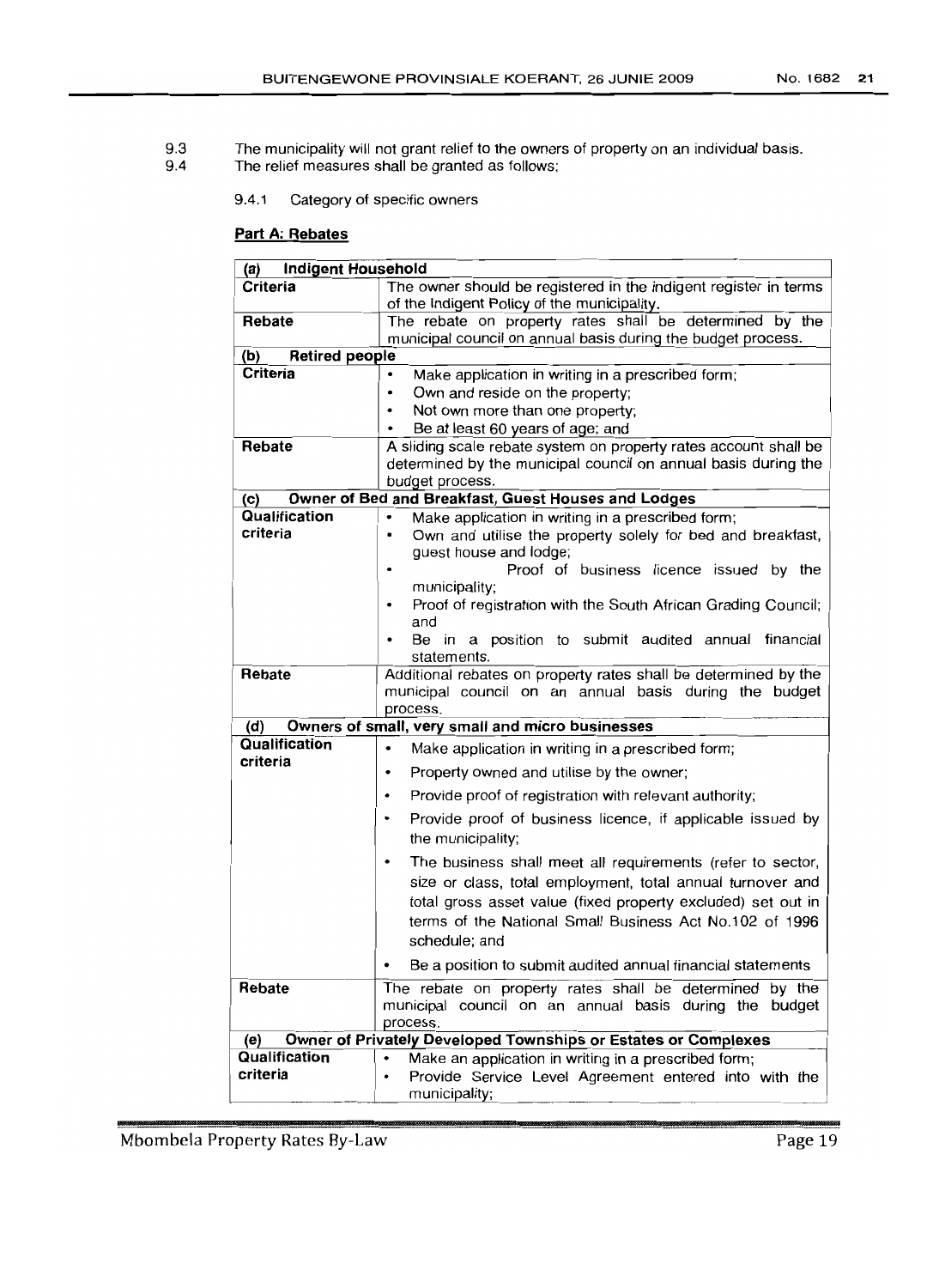9.3 The municipality will not grant relief to the owners of property on an individual basis.

9.4 The relief measures shall be granted as follows;

9.4.1 Category of specific owners

**Part A: Rebates**

| | |
|---|---|
| **(a) Indigent Household** | |
| **Criteria** | The owner should be registered in the indigent register in terms of the Indigent Policy of the municipality. |
| **Rebate** | The rebate on property rates shall be determined by the municipal council on annual basis during the budget process. |
| **(b) Retired people** | |
| **Criteria** | • Make application in writing in a prescribed form;<br>• Own and reside on the property;<br>• Not own more than one property;<br>• Be at least 60 years of age; and |
| **Rebate** | A sliding scale rebate system on property rates account shall be determined by the municipal council on annual basis during the budget process. |
| **(c) Owner of Bed and Breakfast, Guest Houses and Lodges** | |
| **Qualification criteria** | • Make application in writing in a prescribed form;<br>• Own and utilise the property solely for bed and breakfast, guest house and lodge;<br>• Proof of business licence issued by the municipality;<br>• Proof of registration with the South African Grading Council; and<br>• Be in a position to submit audited annual financial statements. |
| **Rebate** | Additional rebates on property rates shall be determined by the municipal council on an annual basis during the budget process. |
| **(d) Owners of small, very small and micro businesses** | |
| **Qualification criteria** | • Make application in writing in a prescribed form;<br>• Property owned and utilise by the owner;<br>• Provide proof of registration with relevant authority;<br>• Provide proof of business licence, if applicable issued by the municipality;<br>• The business shall meet all requirements (refer to sector, size or class, total employment, total annual turnover and total gross asset value (fixed property excluded) set out in terms of the National Small Business Act No.102 of 1996 schedule; and<br>• Be a position to submit audited annual financial statements |
| **Rebate** | The rebate on property rates shall be determined by the municipal council on an annual basis during the budget process. |
| **(e) Owner of Privately Developed Townships or Estates or Complexes** | |
| **Qualification criteria** | • Make an application in writing in a prescribed form;<br>• Provide Service Level Agreement entered into with the municipality; |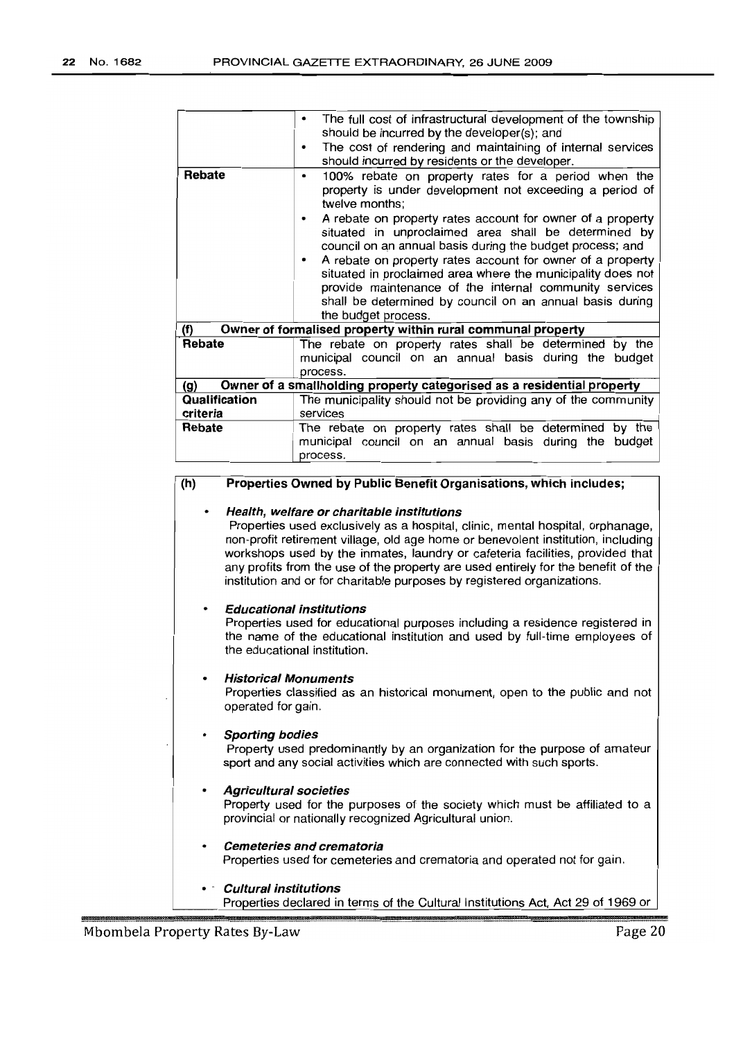| | |
|---|---|
| | • The full cost of infrastructural development of the township should be incurred by the developer(s); and<br>• The cost of rendering and maintaining of internal services should incurred by residents or the developer. |
| **Rebate** | • 100% rebate on property rates for a period when the property is under development not exceeding a period of twelve months;<br>• A rebate on property rates account for owner of a property situated in unproclaimed area shall be determined by council on an annual basis during the budget process; and<br>• A rebate on property rates account for owner of a property situated in proclaimed area where the municipality does not provide maintenance of the internal community services shall be determined by council on an annual basis during the budget process. |
| **(f) Owner of formalised property within rural communal property** | |
| **Rebate** | The rebate on property rates shall be determined by the municipal council on an annual basis during the budget process. |
| **(g) Owner of a smallholding property categorised as a residential property** | |
| **Qualification criteria** | The municipality should not be providing any of the community services |
| **Rebate** | The rebate on property rates shall be determined by the municipal council on an annual basis during the budget process. |

**(h) Properties Owned by Public Benefit Organisations, which includes;**

- ***Health, welfare or charitable institutions***
  Properties used exclusively as a hospital, clinic, mental hospital, orphanage, non-profit retirement village, old age home or benevolent institution, including workshops used by the inmates, laundry or cafeteria facilities, provided that any profits from the use of the property are used entirely for the benefit of the institution and or for charitable purposes by registered organizations.

- ***Educational institutions***
  Properties used for educational purposes including a residence registered in the name of the educational institution and used by full-time employees of the educational institution.

- ***Historical Monuments***
  Properties classified as an historical monument, open to the public and not operated for gain.

- ***Sporting bodies***
  Property used predominantly by an organization for the purpose of amateur sport and any social activities which are connected with such sports.

- ***Agricultural societies***
  Property used for the purposes of the society which must be affiliated to a provincial or nationally recognized Agricultural union.

- ***Cemeteries and crematoria***
  Properties used for cemeteries and crematoria and operated not for gain.

- ***Cultural institutions***
  Properties declared in terms of the Cultural Institutions Act, Act 29 of 1969 or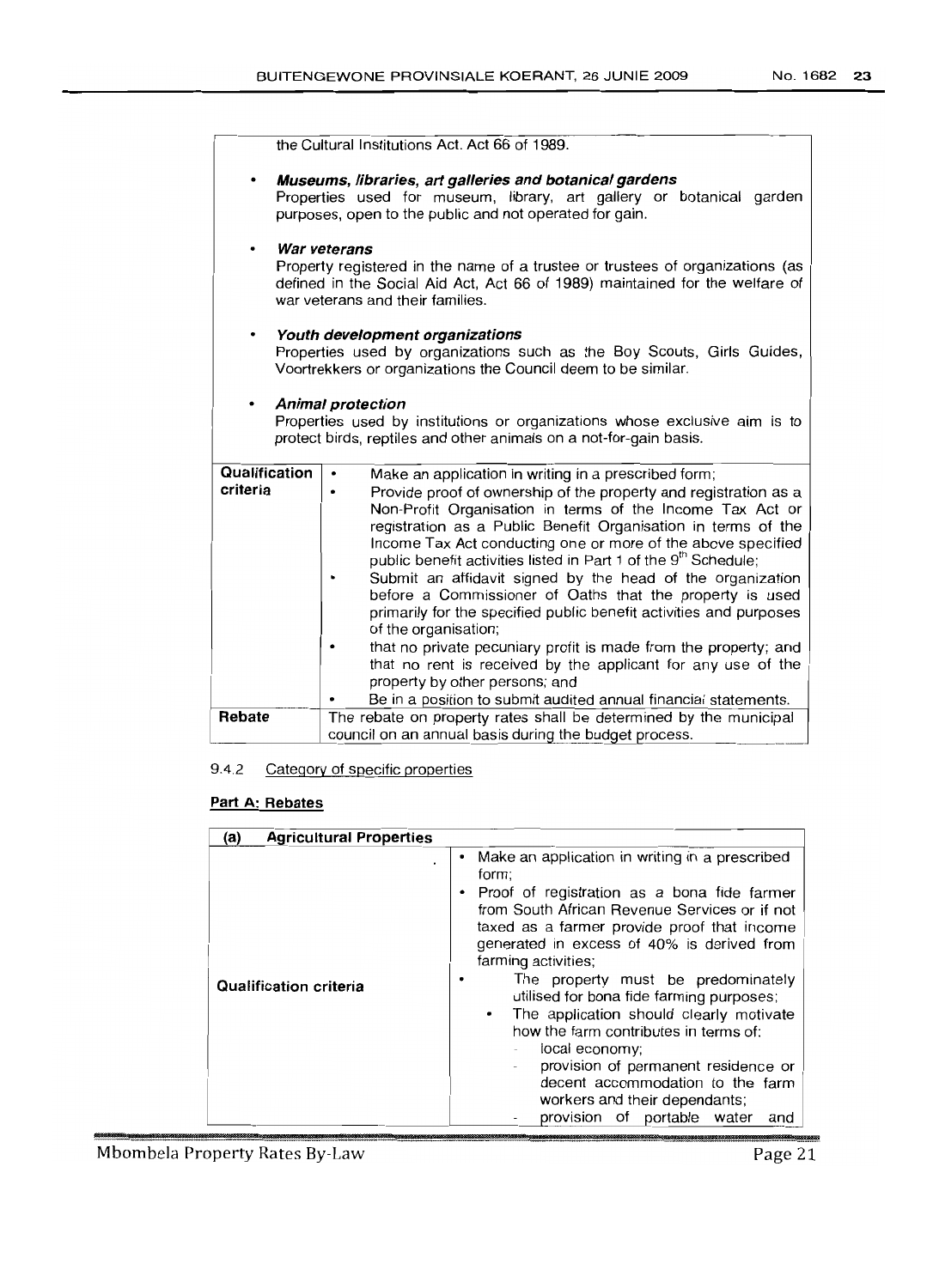| | |
|---|---|
| the Cultural Institutions Act. Act 66 of 1989.<br><br>• ***Museums, libraries, art galleries and botanical gardens***<br>Properties used for museum, library, art gallery or botanical garden purposes, open to the public and not operated for gain.<br><br>• ***War veterans***<br>Property registered in the name of a trustee or trustees of organizations (as defined in the Social Aid Act, Act 66 of 1989) maintained for the welfare of war veterans and their families.<br><br>• ***Youth development organizations***<br>Properties used by organizations such as the Boy Scouts, Girls Guides, Voortrekkers or organizations the Council deem to be similar.<br><br>• ***Animal protection***<br>Properties used by institutions or organizations whose exclusive aim is to protect birds, reptiles and other animals on a not-for-gain basis. | |
| **Qualification criteria** | • Make an application in writing in a prescribed form;<br>• Provide proof of ownership of the property and registration as a Non-Profit Organisation in terms of the Income Tax Act or registration as a Public Benefit Organisation in terms of the Income Tax Act conducting one or more of the above specified public benefit activities listed in Part 1 of the 9th Schedule;<br>• Submit an affidavit signed by the head of the organization before a Commissioner of Oaths that the property is used primarily for the specified public benefit activities and purposes of the organisation;<br>• that no private pecuniary profit is made from the property; and that no rent is received by the applicant for any use of the property by other persons; and<br>• Be in a position to submit audited annual financial statements. |
| **Rebate** | The rebate on property rates shall be determined by the municipal council on an annual basis during the budget process. |

9.4.2 Category of specific properties

**Part A: Rebates**

| **(a) Agricultural Properties** | |
|---|---|
| **Qualification criteria** | • Make an application in writing in a prescribed form;<br>• Proof of registration as a bona fide farmer from South African Revenue Services or if not taxed as a farmer provide proof that income generated in excess of 40% is derived from farming activities;<br>• The property must be predominately utilised for bona fide farming purposes;<br>• The application should clearly motivate how the farm contributes in terms of:<br>- local economy;<br>- provision of permanent residence or decent accommodation to the farm workers and their dependants;<br>- provision of portable water and |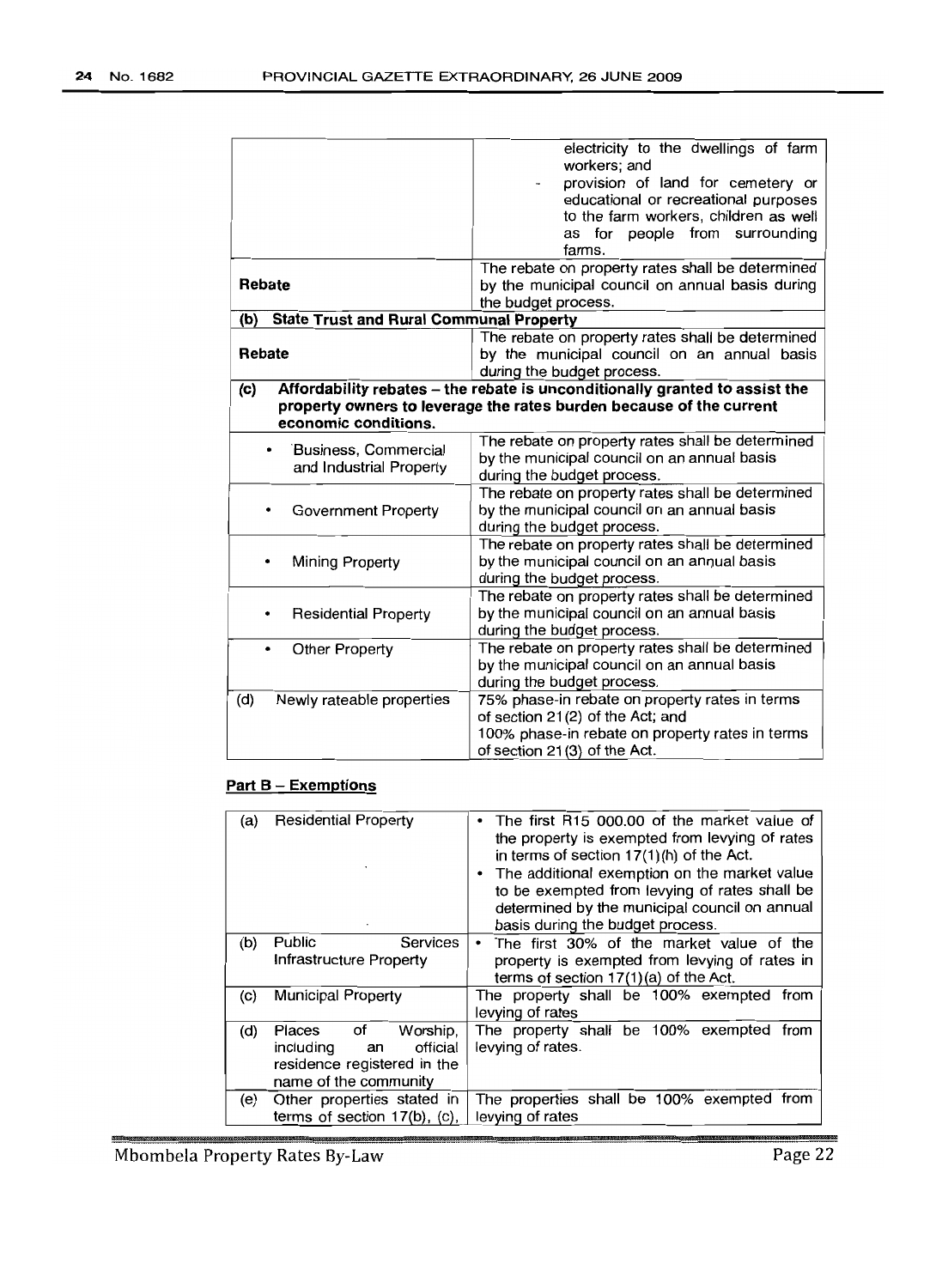| | |
|---|---|
| | electricity to the dwellings of farm workers; and<br>- provision of land for cemetery or educational or recreational purposes to the farm workers, children as well as for people from surrounding farms. |
| **Rebate** | The rebate on property rates shall be determined by the municipal council on annual basis during the budget process. |
| **(b) State Trust and Rural Communal Property** | |
| **Rebate** | The rebate on property rates shall be determined by the municipal council on an annual basis during the budget process. |
| **(c) Affordability rebates – the rebate is unconditionally granted to assist the property owners to leverage the rates burden because of the current economic conditions.** | |
| • Business, Commercial and Industrial Property | The rebate on property rates shall be determined by the municipal council on an annual basis during the budget process. |
| • Government Property | The rebate on property rates shall be determined by the municipal council on an annual basis during the budget process. |
| • Mining Property | The rebate on property rates shall be determined by the municipal council on an annual basis during the budget process. |
| • Residential Property | The rebate on property rates shall be determined by the municipal council on an annual basis during the budget process. |
| • Other Property | The rebate on property rates shall be determined by the municipal council on an annual basis during the budget process. |
| (d) Newly rateable properties | 75% phase-in rebate on property rates in terms of section 21(2) of the Act; and<br>100% phase-in rebate on property rates in terms of section 21(3) of the Act. |

**Part B – Exemptions**

| | | |
|---|---|---|
| (a) | Residential Property | • The first R15 000.00 of the market value of the property is exempted from levying of rates in terms of section 17(1)(h) of the Act.<br>• The additional exemption on the market value to be exempted from levying of rates shall be determined by the municipal council on annual basis during the budget process. |
| (b) | Public Services Infrastructure Property | • The first 30% of the market value of the property is exempted from levying of rates in terms of section 17(1)(a) of the Act. |
| (c) | Municipal Property | The property shall be 100% exempted from levying of rates |
| (d) | Places of Worship, including an official residence registered in the name of the community | The property shall be 100% exempted from levying of rates. |
| (e) | Other properties stated in terms of section 17(b), (c), | The properties shall be 100% exempted from levying of rates |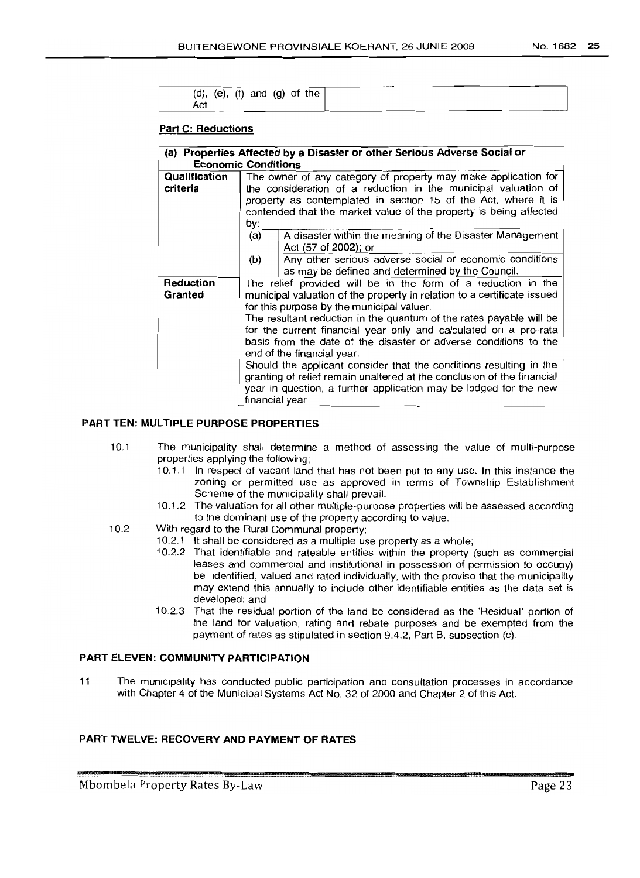| (d), (e), (f) and (g) of the Act | |
|---|---|

**Part C: Reductions**

| (a) Properties Affected by a Disaster or other Serious Adverse Social or Economic Conditions | | |
|---|---|---|
| **Qualification criteria** | The owner of any category of property may make application for the consideration of a reduction in the municipal valuation of property as contemplated in section 15 of the Act, where it is contended that the market value of the property is being affected by: | |
| | (a) | A disaster within the meaning of the Disaster Management Act (57 of 2002); or |
| | (b) | Any other serious adverse social or economic conditions as may be defined and determined by the Council. |
| **Reduction Granted** | The relief provided will be in the form of a reduction in the municipal valuation of the property in relation to a certificate issued for this purpose by the municipal valuer. The resultant reduction in the quantum of the rates payable will be for the current financial year only and calculated on a pro-rata basis from the date of the disaster or adverse conditions to the end of the financial year. Should the applicant consider that the conditions resulting in the granting of relief remain unaltered at the conclusion of the financial year in question, a further application may be lodged for the new financial year | |

## PART TEN: MULTIPLE PURPOSE PROPERTIES

10.1 The municipality shall determine a method of assessing the value of multi-purpose properties applying the following;

10.1.1 In respect of vacant land that has not been put to any use. In this instance the zoning or permitted use as approved in terms of Township Establishment Scheme of the municipality shall prevail.

10.1.2 The valuation for all other multiple-purpose properties will be assessed according to the dominant use of the property according to value.

10.2 With regard to the Rural Communal property;

10.2.1 It shall be considered as a multiple use property as a whole;

10.2.2 That identifiable and rateable entities within the property (such as commercial leases and commercial and institutional in possession of permission to occupy) be identified, valued and rated individually, with the proviso that the municipality may extend this annually to include other identifiable entities as the data set is developed; and

10.2.3 That the residual portion of the land be considered as the 'Residual' portion of the land for valuation, rating and rebate purposes and be exempted from the payment of rates as stipulated in section 9.4.2, Part B, subsection (c).

## PART ELEVEN: COMMUNITY PARTICIPATION

11 The municipality has conducted public participation and consultation processes in accordance with Chapter 4 of the Municipal Systems Act No. 32 of 2000 and Chapter 2 of this Act.

## PART TWELVE: RECOVERY AND PAYMENT OF RATES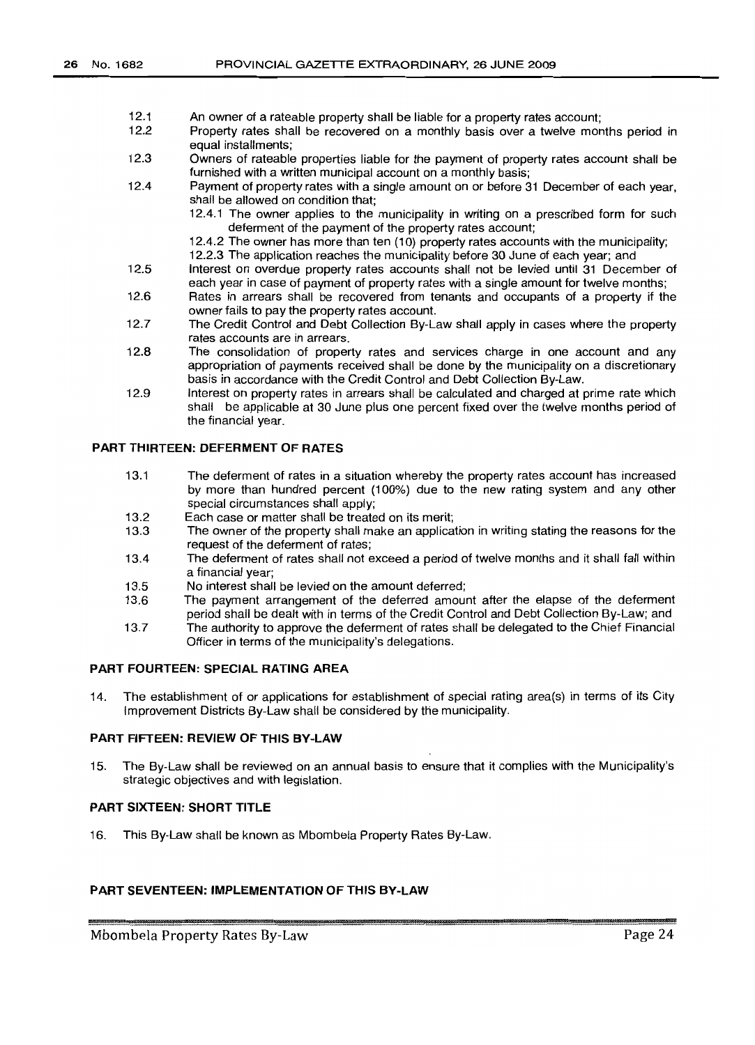12.1 An owner of a rateable property shall be liable for a property rates account;

12.2 Property rates shall be recovered on a monthly basis over a twelve months period in equal installments;

12.3 Owners of rateable properties liable for the payment of property rates account shall be furnished with a written municipal account on a monthly basis;

12.4 Payment of property rates with a single amount on or before 31 December of each year, shall be allowed on condition that;

12.4.1 The owner applies to the municipality in writing on a prescribed form for such deferment of the payment of the property rates account;

12.4.2 The owner has more than ten (10) property rates accounts with the municipality;

12.2.3 The application reaches the municipality before 30 June of each year; and

12.5 Interest on overdue property rates accounts shall not be levied until 31 December of each year in case of payment of property rates with a single amount for twelve months;

12.6 Rates in arrears shall be recovered from tenants and occupants of a property if the owner fails to pay the property rates account.

12.7 The Credit Control and Debt Collection By-Law shall apply in cases where the property rates accounts are in arrears.

12.8 The consolidation of property rates and services charge in one account and any appropriation of payments received shall be done by the municipality on a discretionary basis in accordance with the Credit Control and Debt Collection By-Law.

12.9 Interest on property rates in arrears shall be calculated and charged at prime rate which shall be applicable at 30 June plus one percent fixed over the twelve months period of the financial year.

## PART THIRTEEN: DEFERMENT OF RATES

13.1 The deferment of rates in a situation whereby the property rates account has increased by more than hundred percent (100%) due to the new rating system and any other special circumstances shall apply;

13.2 Each case or matter shall be treated on its merit;

13.3 The owner of the property shall make an application in writing stating the reasons for the request of the deferment of rates;

13.4 The deferment of rates shall not exceed a period of twelve months and it shall fall within a financial year;

13.5 No interest shall be levied on the amount deferred;

13.6 The payment arrangement of the deferred amount after the elapse of the deferment period shall be dealt with in terms of the Credit Control and Debt Collection By-Law; and

13.7 The authority to approve the deferment of rates shall be delegated to the Chief Financial Officer in terms of the municipality's delegations.

## PART FOURTEEN: SPECIAL RATING AREA

14. The establishment of or applications for establishment of special rating area(s) in terms of its City Improvement Districts By-Law shall be considered by the municipality.

## PART FIFTEEN: REVIEW OF THIS BY-LAW

15. The By-Law shall be reviewed on an annual basis to ensure that it complies with the Municipality's strategic objectives and with legislation.

## PART SIXTEEN: SHORT TITLE

16. This By-Law shall be known as Mbombela Property Rates By-Law.

## PART SEVENTEEN: IMPLEMENTATION OF THIS BY-LAW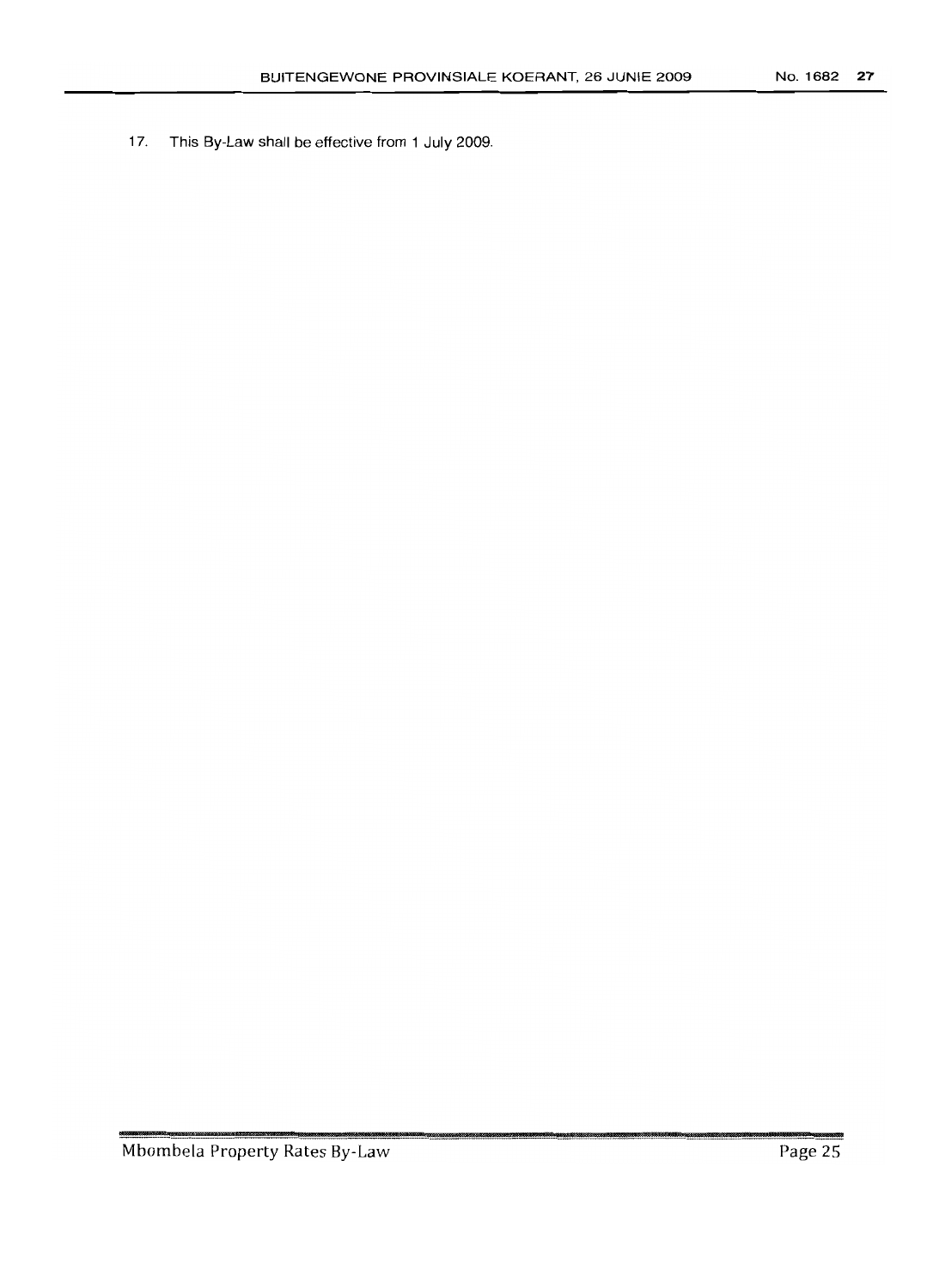17. This By-Law shall be effective from 1 July 2009.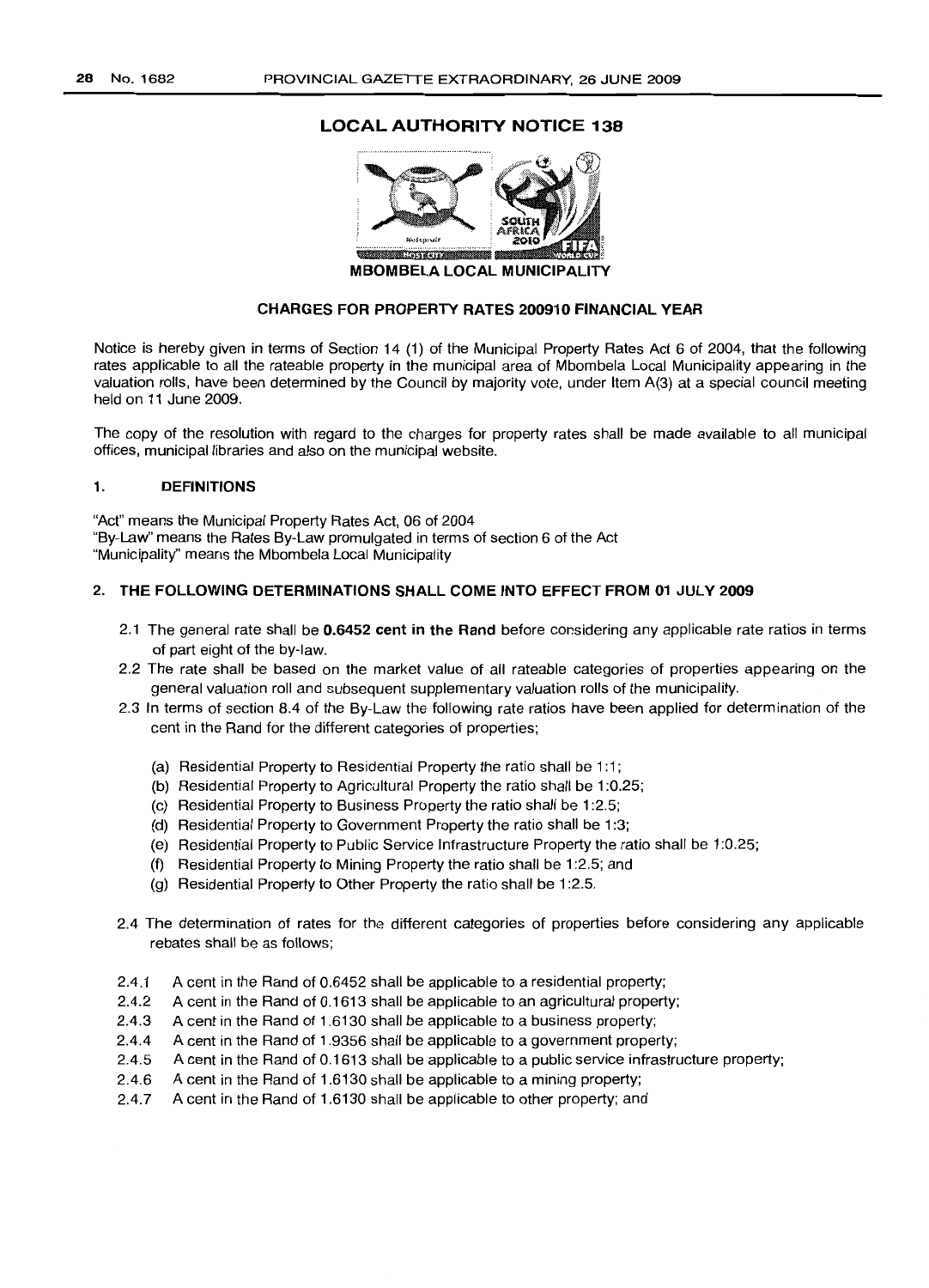## LOCAL AUTHORITY NOTICE 138

**MBOMBELA LOCAL MUNICIPALITY**

### CHARGES FOR PROPERTY RATES 200910 FINANCIAL YEAR

Notice is hereby given in terms of Section 14 (1) of the Municipal Property Rates Act 6 of 2004, that the following rates applicable to all the rateable property in the municipal area of Mbombela Local Municipality appearing in the valuation rolls, have been determined by the Council by majority vote, under Item A(3) at a special council meeting held on 11 June 2009.

The copy of the resolution with regard to the charges for property rates shall be made available to all municipal offices, municipal libraries and also on the municipal website.

#### 1. DEFINITIONS

"Act" means the Municipal Property Rates Act, 06 of 2004
"By-Law" means the Rates By-Law promulgated in terms of section 6 of the Act
"Municipality" means the Mbombela Local Municipality

#### 2. THE FOLLOWING DETERMINATIONS SHALL COME INTO EFFECT FROM 01 JULY 2009

2.1 The general rate shall be **0.6452 cent in the Rand** before considering any applicable rate ratios in terms of part eight of the by-law.

2.2 The rate shall be based on the market value of all rateable categories of properties appearing on the general valuation roll and subsequent supplementary valuation rolls of the municipality.

2.3 In terms of section 8.4 of the By-Law the following rate ratios have been applied for determination of the cent in the Rand for the different categories of properties;

(a) Residential Property to Residential Property the ratio shall be 1:1;
(b) Residential Property to Agricultural Property the ratio shall be 1:0.25;
(c) Residential Property to Business Property the ratio shall be 1:2.5;
(d) Residential Property to Government Property the ratio shall be 1:3;
(e) Residential Property to Public Service Infrastructure Property the ratio shall be 1:0.25;
(f) Residential Property to Mining Property the ratio shall be 1:2.5; and
(g) Residential Property to Other Property the ratio shall be 1:2.5.

2.4 The determination of rates for the different categories of properties before considering any applicable rebates shall be as follows;

2.4.1 A cent in the Rand of 0.6452 shall be applicable to a residential property;
2.4.2 A cent in the Rand of 0.1613 shall be applicable to an agricultural property;
2.4.3 A cent in the Rand of 1.6130 shall be applicable to a business property;
2.4.4 A cent in the Rand of 1.9356 shall be applicable to a government property;
2.4.5 A cent in the Rand of 0.1613 shall be applicable to a public service infrastructure property;
2.4.6 A cent in the Rand of 1.6130 shall be applicable to a mining property;
2.4.7 A cent in the Rand of 1.6130 shall be applicable to other property; and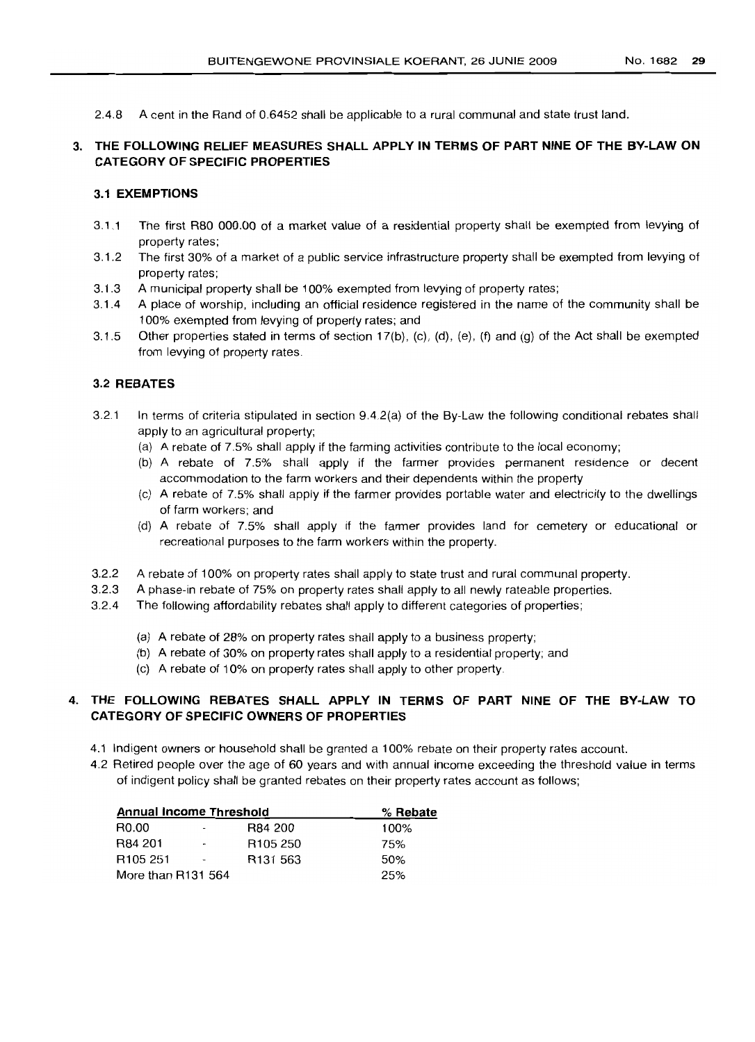2.4.8 A cent in the Rand of 0.6452 shall be applicable to a rural communal and state trust land.

## 3. THE FOLLOWING RELIEF MEASURES SHALL APPLY IN TERMS OF PART NINE OF THE BY-LAW ON CATEGORY OF SPECIFIC PROPERTIES

### 3.1 EXEMPTIONS

3.1.1 The first R80 000.00 of a market value of a residential property shall be exempted from levying of property rates;

3.1.2 The first 30% of a market of a public service infrastructure property shall be exempted from levying of property rates;

3.1.3 A municipal property shall be 100% exempted from levying of property rates;

3.1.4 A place of worship, including an official residence registered in the name of the community shall be 100% exempted from levying of property rates; and

3.1.5 Other properties stated in terms of section 17(b), (c), (d), (e), (f) and (g) of the Act shall be exempted from levying of property rates.

### 3.2 REBATES

3.2.1 In terms of criteria stipulated in section 9.4.2(a) of the By-Law the following conditional rebates shall apply to an agricultural property;

(a) A rebate of 7.5% shall apply if the farming activities contribute to the local economy;

(b) A rebate of 7.5% shall apply if the farmer provides permanent residence or decent accommodation to the farm workers and their dependents within the property

(c) A rebate of 7.5% shall apply if the farmer provides portable water and electricity to the dwellings of farm workers; and

(d) A rebate of 7.5% shall apply if the farmer provides land for cemetery or educational or recreational purposes to the farm workers within the property.

3.2.2 A rebate of 100% on property rates shall apply to state trust and rural communal property.

3.2.3 A phase-in rebate of 75% on property rates shall apply to all newly rateable properties.

3.2.4 The following affordability rebates shall apply to different categories of properties;

(a) A rebate of 28% on property rates shall apply to a business property;

(b) A rebate of 30% on property rates shall apply to a residential property; and

(c) A rebate of 10% on property rates shall apply to other property.

## 4. THE FOLLOWING REBATES SHALL APPLY IN TERMS OF PART NINE OF THE BY-LAW TO CATEGORY OF SPECIFIC OWNERS OF PROPERTIES

4.1 Indigent owners or household shall be granted a 100% rebate on their property rates account.

4.2 Retired people over the age of 60 years and with annual income exceeding the threshold value in terms of indigent policy shall be granted rebates on their property rates account as follows;

| Annual Income Threshold | | | % Rebate |
|---|---|---|---|
| R0.00 | - | R84 200 | 100% |
| R84 201 | - | R105 250 | 75% |
| R105 251 | - | R131 563 | 50% |
| More than R131 564 | | | 25% |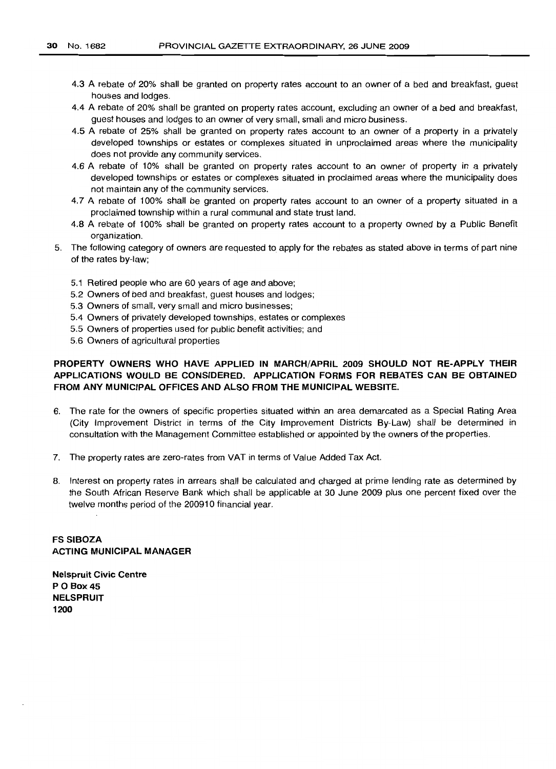4.3 A rebate of 20% shall be granted on property rates account to an owner of a bed and breakfast, guest houses and lodges.

4.4 A rebate of 20% shall be granted on property rates account, excluding an owner of a bed and breakfast, guest houses and lodges to an owner of very small, small and micro business.

4.5 A rebate of 25% shall be granted on property rates account to an owner of a property in a privately developed townships or estates or complexes situated in unproclaimed areas where the municipality does not provide any community services.

4.6 A rebate of 10% shall be granted on property rates account to an owner of property in a privately developed townships or estates or complexes situated in proclaimed areas where the municipality does not maintain any of the community services.

4.7 A rebate of 100% shall be granted on property rates account to an owner of a property situated in a proclaimed township within a rural communal and state trust land.

4.8 A rebate of 100% shall be granted on property rates account to a property owned by a Public Benefit organization.

5. The following category of owners are requested to apply for the rebates as stated above in terms of part nine of the rates by-law;

   5.1 Retired people who are 60 years of age and above;
   5.2 Owners of bed and breakfast, guest houses and lodges;
   5.3 Owners of small, very small and micro businesses;
   5.4 Owners of privately developed townships, estates or complexes
   5.5 Owners of properties used for public benefit activities; and
   5.6 Owners of agricultural properties

**PROPERTY OWNERS WHO HAVE APPLIED IN MARCH/APRIL 2009 SHOULD NOT RE-APPLY THEIR APPLICATIONS WOULD BE CONSIDERED. APPLICATION FORMS FOR REBATES CAN BE OBTAINED FROM ANY MUNICIPAL OFFICES AND ALSO FROM THE MUNICIPAL WEBSITE.**

6. The rate for the owners of specific properties situated within an area demarcated as a Special Rating Area (City Improvement District in terms of the City Improvement Districts By-Law) shall be determined in consultation with the Management Committee established or appointed by the owners of the properties.

7. The property rates are zero-rates from VAT in terms of Value Added Tax Act.

8. Interest on property rates in arrears shall be calculated and charged at prime lending rate as determined by the South African Reserve Bank which shall be applicable at 30 June 2009 plus one percent fixed over the twelve months period of the 200910 financial year.

**FS SIBOZA**
**ACTING MUNICIPAL MANAGER**

**Nelspruit Civic Centre**
**P O Box 45**
**NELSPRUIT**
**1200**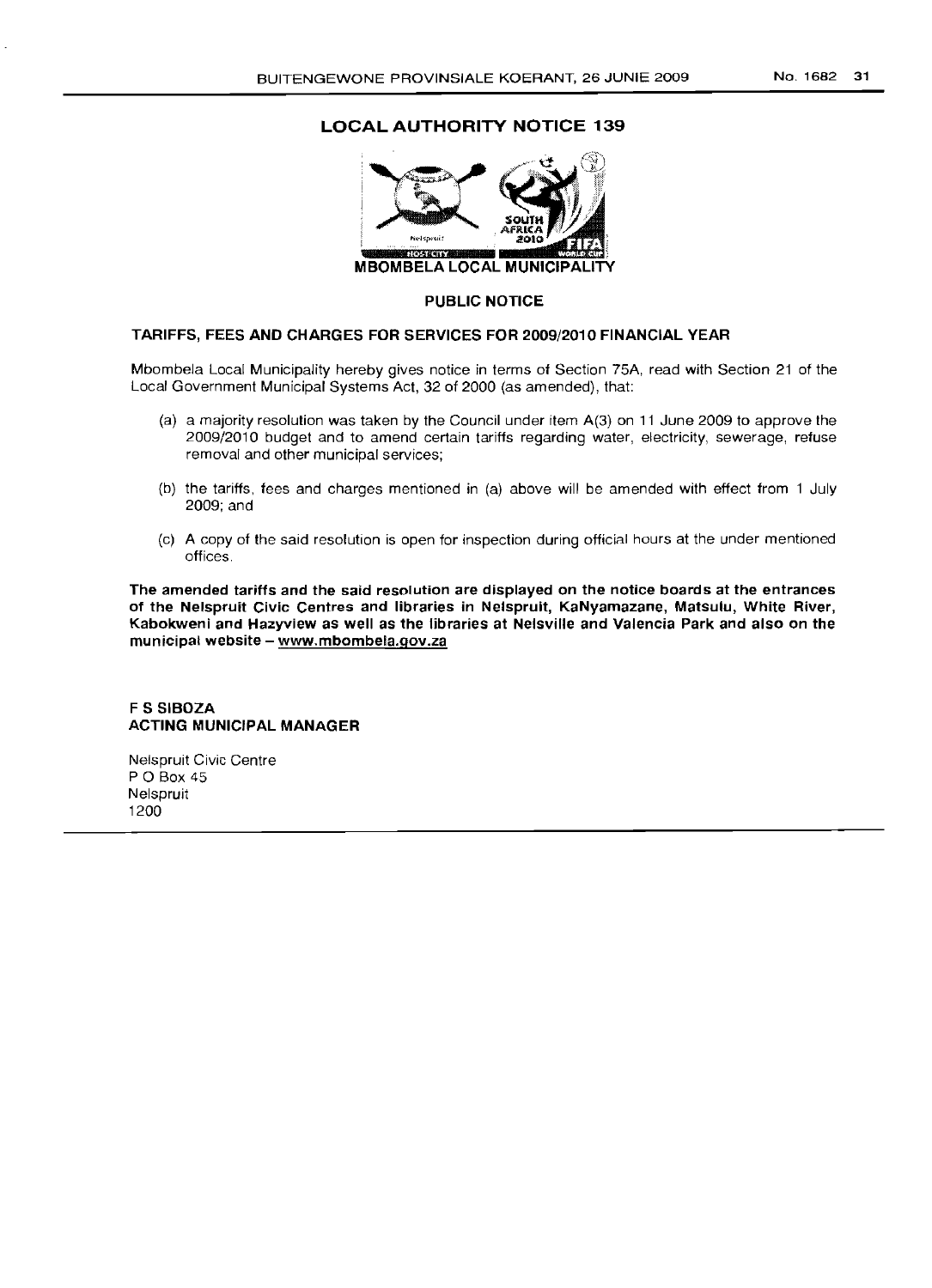## LOCAL AUTHORITY NOTICE 139

MBOMBELA LOCAL MUNICIPALITY

**PUBLIC NOTICE**

**TARIFFS, FEES AND CHARGES FOR SERVICES FOR 2009/2010 FINANCIAL YEAR**

Mbombela Local Municipality hereby gives notice in terms of Section 75A, read with Section 21 of the Local Government Municipal Systems Act, 32 of 2000 (as amended), that:

(a) a majority resolution was taken by the Council under item A(3) on 11 June 2009 to approve the 2009/2010 budget and to amend certain tariffs regarding water, electricity, sewerage, refuse removal and other municipal services;

(b) the tariffs, fees and charges mentioned in (a) above will be amended with effect from 1 July 2009; and

(c) A copy of the said resolution is open for inspection during official hours at the under mentioned offices.

**The amended tariffs and the said resolution are displayed on the notice boards at the entrances of the Nelspruit Civic Centres and libraries in Nelspruit, KaNyamazane, Matsulu, White River, Kabokweni and Hazyview as well as the libraries at Nelsville and Valencia Park and also on the municipal website – www.mbombela.gov.za**

**F S SIBOZA**
**ACTING MUNICIPAL MANAGER**

Nelspruit Civic Centre
P O Box 45
Nelspruit
1200